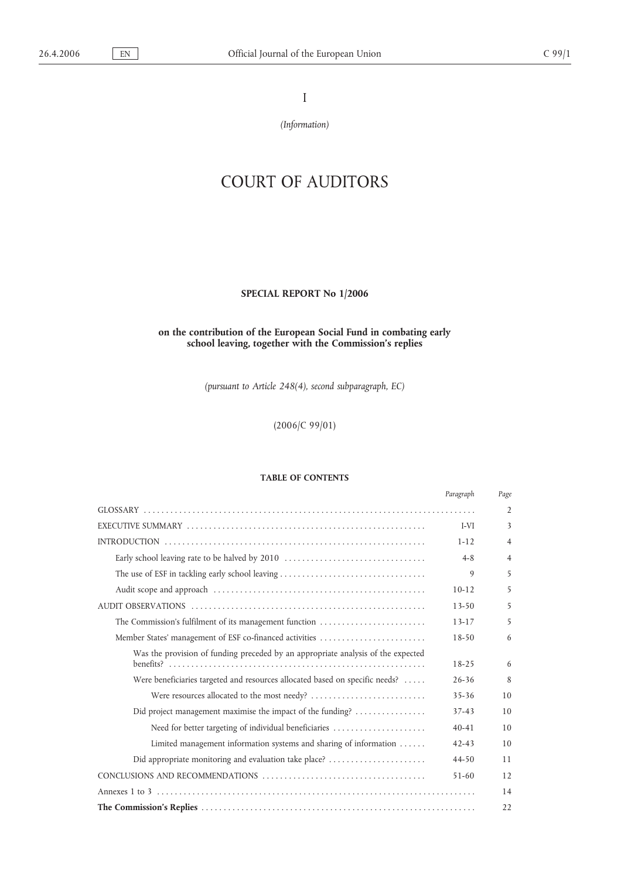I

*(Information)*

# COURT OF AUDITORS

**SPECIAL REPORT No 1/2006**

**on the contribution of the European Social Fund in combating early school leaving, together with the Commission's replies**

*(pursuant to Article 248(4), second subparagraph, EC)*

(2006/C 99/01)

**TABLE OF CONTENTS**

| | *Paragraph* | *Page* |
|---|---|---|
| GLOSSARY | | 2 |
| EXECUTIVE SUMMARY | I-VI | 3 |
| INTRODUCTION | 1-12 | 4 |
| Early school leaving rate to be halved by 2010 | 4-8 | 4 |
| The use of ESF in tackling early school leaving | 9 | 5 |
| Audit scope and approach | 10-12 | 5 |
| AUDIT OBSERVATIONS | 13-50 | 5 |
| The Commission's fulfilment of its management function | 13-17 | 5 |
| Member States' management of ESF co-financed activities | 18-50 | 6 |
| Was the provision of funding preceded by an appropriate analysis of the expected benefits? | 18-25 | 6 |
| Were beneficiaries targeted and resources allocated based on specific needs? | 26-36 | 8 |
| Were resources allocated to the most needy? | 35-36 | 10 |
| Did project management maximise the impact of the funding? | 37-43 | 10 |
| Need for better targeting of individual beneficiaries | 40-41 | 10 |
| Limited management information systems and sharing of information | 42-43 | 10 |
| Did appropriate monitoring and evaluation take place? | 44-50 | 11 |
| CONCLUSIONS AND RECOMMENDATIONS | 51-60 | 12 |
| Annexes 1 to 3 | | 14 |
| **The Commission's Replies** | | 22 |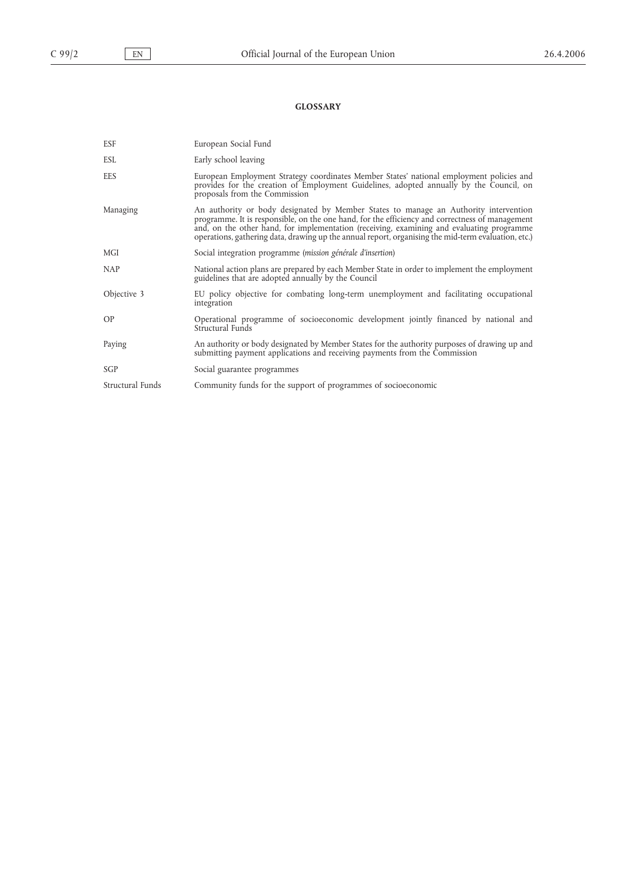**GLOSSARY**

| | |
|---|---|
| ESF | European Social Fund |
| ESL | Early school leaving |
| EES | European Employment Strategy coordinates Member States' national employment policies and provides for the creation of Employment Guidelines, adopted annually by the Council, on proposals from the Commission |
| Managing | An authority or body designated by Member States to manage an Authority intervention programme. It is responsible, on the one hand, for the efficiency and correctness of management and, on the other hand, for implementation (receiving, examining and evaluating programme operations, gathering data, drawing up the annual report, organising the mid-term evaluation, etc.) |
| MGI | Social integration programme (*mission générale d'insertion*) |
| NAP | National action plans are prepared by each Member State in order to implement the employment guidelines that are adopted annually by the Council |
| Objective 3 | EU policy objective for combating long-term unemployment and facilitating occupational integration |
| OP | Operational programme of socioeconomic development jointly financed by national and Structural Funds |
| Paying | An authority or body designated by Member States for the authority purposes of drawing up and submitting payment applications and receiving payments from the Commission |
| SGP | Social guarantee programmes |
| Structural Funds | Community funds for the support of programmes of socioeconomic |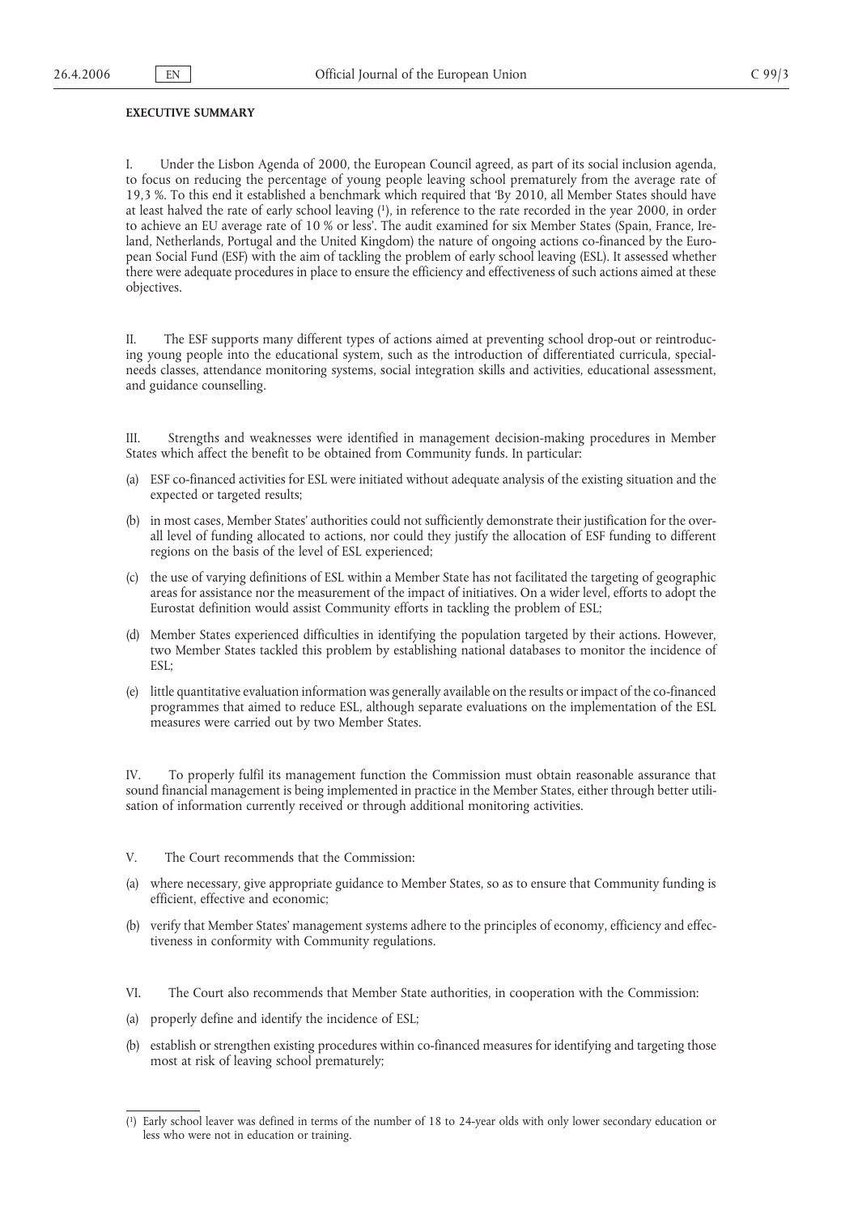**EXECUTIVE SUMMARY**

I. Under the Lisbon Agenda of 2000, the European Council agreed, as part of its social inclusion agenda, to focus on reducing the percentage of young people leaving school prematurely from the average rate of 19,3 %. To this end it established a benchmark which required that 'By 2010, all Member States should have at least halved the rate of early school leaving ([1]), in reference to the rate recorded in the year 2000, in order to achieve an EU average rate of 10 % or less'. The audit examined for six Member States (Spain, France, Ireland, Netherlands, Portugal and the United Kingdom) the nature of ongoing actions co-financed by the European Social Fund (ESF) with the aim of tackling the problem of early school leaving (ESL). It assessed whether there were adequate procedures in place to ensure the efficiency and effectiveness of such actions aimed at these objectives.

II. The ESF supports many different types of actions aimed at preventing school drop-out or reintroducing young people into the educational system, such as the introduction of differentiated curricula, special-needs classes, attendance monitoring systems, social integration skills and activities, educational assessment, and guidance counselling.

III. Strengths and weaknesses were identified in management decision-making procedures in Member States which affect the benefit to be obtained from Community funds. In particular:

(a) ESF co-financed activities for ESL were initiated without adequate analysis of the existing situation and the expected or targeted results;

(b) in most cases, Member States' authorities could not sufficiently demonstrate their justification for the overall level of funding allocated to actions, nor could they justify the allocation of ESF funding to different regions on the basis of the level of ESL experienced;

(c) the use of varying definitions of ESL within a Member State has not facilitated the targeting of geographic areas for assistance nor the measurement of the impact of initiatives. On a wider level, efforts to adopt the Eurostat definition would assist Community efforts in tackling the problem of ESL;

(d) Member States experienced difficulties in identifying the population targeted by their actions. However, two Member States tackled this problem by establishing national databases to monitor the incidence of ESL;

(e) little quantitative evaluation information was generally available on the results or impact of the co-financed programmes that aimed to reduce ESL, although separate evaluations on the implementation of the ESL measures were carried out by two Member States.

IV. To properly fulfil its management function the Commission must obtain reasonable assurance that sound financial management is being implemented in practice in the Member States, either through better utilisation of information currently received or through additional monitoring activities.

V. The Court recommends that the Commission:

(a) where necessary, give appropriate guidance to Member States, so as to ensure that Community funding is efficient, effective and economic;

(b) verify that Member States' management systems adhere to the principles of economy, efficiency and effectiveness in conformity with Community regulations.

VI. The Court also recommends that Member State authorities, in cooperation with the Commission:

(a) properly define and identify the incidence of ESL;

(b) establish or strengthen existing procedures within co-financed measures for identifying and targeting those most at risk of leaving school prematurely;

---

([1]) Early school leaver was defined in terms of the number of 18 to 24-year olds with only lower secondary education or less who were not in education or training.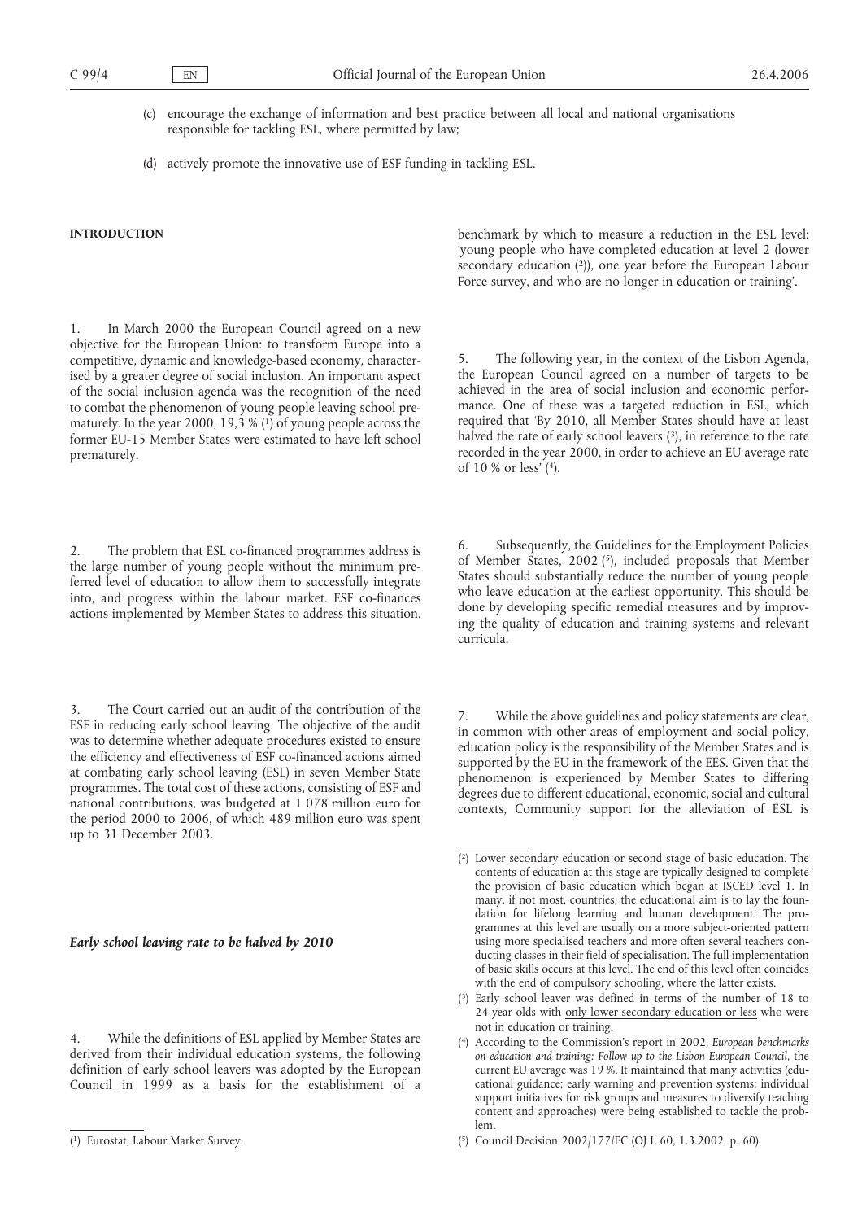(c) encourage the exchange of information and best practice between all local and national organisations responsible for tackling ESL, where permitted by law;

(d) actively promote the innovative use of ESF funding in tackling ESL.

## INTRODUCTION

1. In March 2000 the European Council agreed on a new objective for the European Union: to transform Europe into a competitive, dynamic and knowledge-based economy, characterised by a greater degree of social inclusion. An important aspect of the social inclusion agenda was the recognition of the need to combat the phenomenon of young people leaving school prematurely. In the year 2000, 19,3 % [1] of young people across the former EU-15 Member States were estimated to have left school prematurely.

2. The problem that ESL co-financed programmes address is the large number of young people without the minimum preferred level of education to allow them to successfully integrate into, and progress within the labour market. ESF co-finances actions implemented by Member States to address this situation.

3. The Court carried out an audit of the contribution of the ESF in reducing early school leaving. The objective of the audit was to determine whether adequate procedures existed to ensure the efficiency and effectiveness of ESF co-financed actions aimed at combating early school leaving (ESL) in seven Member State programmes. The total cost of these actions, consisting of ESF and national contributions, was budgeted at 1 078 million euro for the period 2000 to 2006, of which 489 million euro was spent up to 31 December 2003.

### *Early school leaving rate to be halved by 2010*

4. While the definitions of ESL applied by Member States are derived from their individual education systems, the following definition of early school leavers was adopted by the European Council in 1999 as a basis for the establishment of a benchmark by which to measure a reduction in the ESL level: 'young people who have completed education at level 2 (lower secondary education [2]), one year before the European Labour Force survey, and who are no longer in education or training'.

5. The following year, in the context of the Lisbon Agenda, the European Council agreed on a number of targets to be achieved in the area of social inclusion and economic performance. One of these was a targeted reduction in ESL, which required that 'By 2010, all Member States should have at least halved the rate of early school leavers [3], in reference to the rate recorded in the year 2000, in order to achieve an EU average rate of 10 % or less' [4].

6. Subsequently, the Guidelines for the Employment Policies of Member States, 2002 [5], included proposals that Member States should substantially reduce the number of young people who leave education at the earliest opportunity. This should be done by developing specific remedial measures and by improving the quality of education and training systems and relevant curricula.

7. While the above guidelines and policy statements are clear, in common with other areas of employment and social policy, education policy is the responsibility of the Member States and is supported by the EU in the framework of the EES. Given that the phenomenon is experienced by Member States to differing degrees due to different educational, economic, social and cultural contexts, Community support for the alleviation of ESL is

---

[1] Eurostat, Labour Market Survey.

[2] Lower secondary education or second stage of basic education. The contents of education at this stage are typically designed to complete the provision of basic education which began at ISCED level 1. In many, if not most, countries, the educational aim is to lay the foundation for lifelong learning and human development. The programmes at this level are usually on a more subject-oriented pattern using more specialised teachers and more often several teachers conducting classes in their field of specialisation. The full implementation of basic skills occurs at this level. The end of this level often coincides with the end of compulsory schooling, where the latter exists.

[3] Early school leaver was defined in terms of the number of 18 to 24-year olds with only lower secondary education or less who were not in education or training.

[4] According to the Commission's report in 2002, *European benchmarks on education and training: Follow-up to the Lisbon European Council*, the current EU average was 19 %. It maintained that many activities (educational guidance; early warning and prevention systems; individual support initiatives for risk groups and measures to diversify teaching content and approaches) were being established to tackle the problem.

[5] Council Decision 2002/177/EC (OJ L 60, 1.3.2002, p. 60).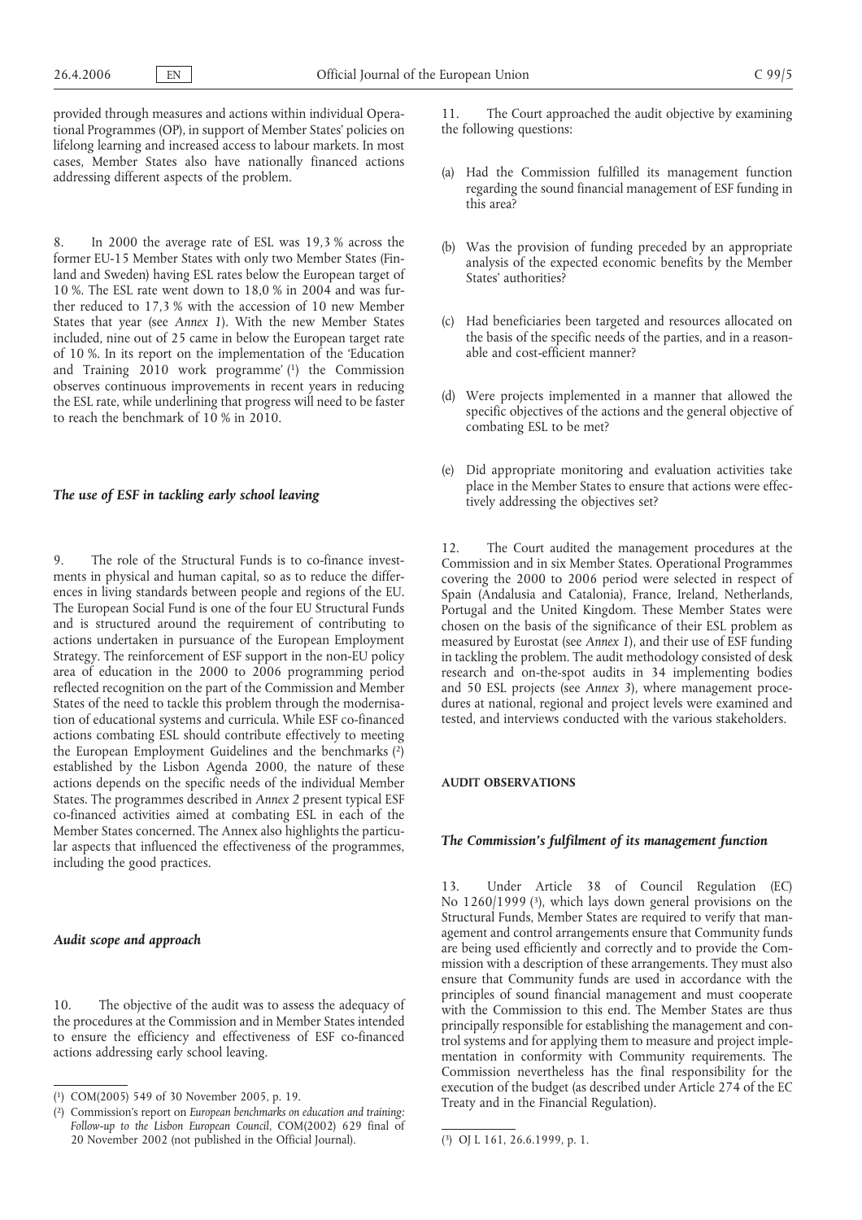provided through measures and actions within individual Operational Programmes (OP), in support of Member States' policies on lifelong learning and increased access to labour markets. In most cases, Member States also have nationally financed actions addressing different aspects of the problem.

8. In 2000 the average rate of ESL was 19,3 % across the former EU-15 Member States with only two Member States (Finland and Sweden) having ESL rates below the European target of 10 %. The ESL rate went down to 18,0 % in 2004 and was further reduced to 17,3 % with the accession of 10 new Member States that year (see *Annex 1*). With the new Member States included, nine out of 25 came in below the European target rate of 10 %. In its report on the implementation of the 'Education and Training 2010 work programme' [1] the Commission observes continuous improvements in recent years in reducing the ESL rate, while underlining that progress will need to be faster to reach the benchmark of 10 % in 2010.

### *The use of ESF in tackling early school leaving*

9. The role of the Structural Funds is to co-finance investments in physical and human capital, so as to reduce the differences in living standards between people and regions of the EU. The European Social Fund is one of the four EU Structural Funds and is structured around the requirement of contributing to actions undertaken in pursuance of the European Employment Strategy. The reinforcement of ESF support in the non-EU policy area of education in the 2000 to 2006 programming period reflected recognition on the part of the Commission and Member States of the need to tackle this problem through the modernisation of educational systems and curricula. While ESF co-financed actions combating ESL should contribute effectively to meeting the European Employment Guidelines and the benchmarks [2] established by the Lisbon Agenda 2000, the nature of these actions depends on the specific needs of the individual Member States. The programmes described in *Annex 2* present typical ESF co-financed activities aimed at combating ESL in each of the Member States concerned. The Annex also highlights the particular aspects that influenced the effectiveness of the programmes, including the good practices.

### *Audit scope and approach*

10. The objective of the audit was to assess the adequacy of the procedures at the Commission and in Member States intended to ensure the efficiency and effectiveness of ESF co-financed actions addressing early school leaving.

11. The Court approached the audit objective by examining the following questions:

(a) Had the Commission fulfilled its management function regarding the sound financial management of ESF funding in this area?

(b) Was the provision of funding preceded by an appropriate analysis of the expected economic benefits by the Member States' authorities?

(c) Had beneficiaries been targeted and resources allocated on the basis of the specific needs of the parties, and in a reasonable and cost-efficient manner?

(d) Were projects implemented in a manner that allowed the specific objectives of the actions and the general objective of combating ESL to be met?

(e) Did appropriate monitoring and evaluation activities take place in the Member States to ensure that actions were effectively addressing the objectives set?

12. The Court audited the management procedures at the Commission and in six Member States. Operational Programmes covering the 2000 to 2006 period were selected in respect of Spain (Andalusia and Catalonia), France, Ireland, Netherlands, Portugal and the United Kingdom. These Member States were chosen on the basis of the significance of their ESL problem as measured by Eurostat (see *Annex 1*), and their use of ESF funding in tackling the problem. The audit methodology consisted of desk research and on-the-spot audits in 34 implementing bodies and 50 ESL projects (see *Annex 3*), where management procedures at national, regional and project levels were examined and tested, and interviews conducted with the various stakeholders.

## AUDIT OBSERVATIONS

### *The Commission's fulfilment of its management function*

13. Under Article 38 of Council Regulation (EC) No 1260/1999 [3], which lays down general provisions on the Structural Funds, Member States are required to verify that management and control arrangements ensure that Community funds are being used efficiently and correctly and to provide the Commission with a description of these arrangements. They must also ensure that Community funds are used in accordance with the principles of sound financial management and must cooperate with the Commission to this end. The Member States are thus principally responsible for establishing the management and control systems and for applying them to measure and project implementation in conformity with Community requirements. The Commission nevertheless has the final responsibility for the execution of the budget (as described under Article 274 of the EC Treaty and in the Financial Regulation).

---

[1] COM(2005) 549 of 30 November 2005, p. 19.

[2] Commission's report on *European benchmarks on education and training: Follow-up to the Lisbon European Council*, COM(2002) 629 final of 20 November 2002 (not published in the Official Journal).

[3] OJ L 161, 26.6.1999, p. 1.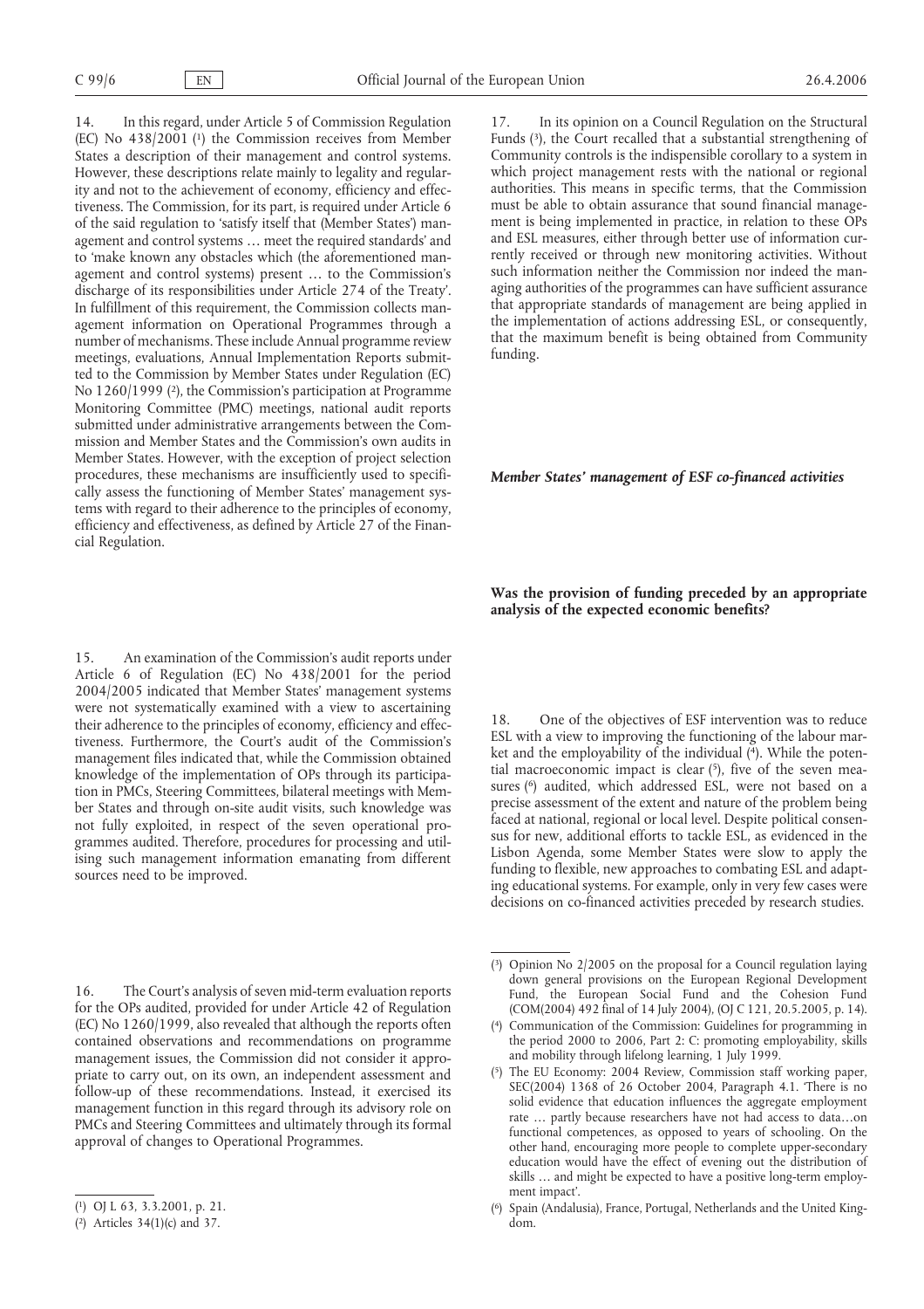14. In this regard, under Article 5 of Commission Regulation (EC) No 438/2001 [1] the Commission receives from Member States a description of their management and control systems. However, these descriptions relate mainly to legality and regularity and not to the achievement of economy, efficiency and effectiveness. The Commission, for its part, is required under Article 6 of the said regulation to 'satisfy itself that (Member States') management and control systems … meet the required standards' and to 'make known any obstacles which (the aforementioned management and control systems) present … to the Commission's discharge of its responsibilities under Article 274 of the Treaty'. In fulfillment of this requirement, the Commission collects management information on Operational Programmes through a number of mechanisms. These include Annual programme review meetings, evaluations, Annual Implementation Reports submitted to the Commission by Member States under Regulation (EC) No 1260/1999 [2], the Commission's participation at Programme Monitoring Committee (PMC) meetings, national audit reports submitted under administrative arrangements between the Commission and Member States and the Commission's own audits in Member States. However, with the exception of project selection procedures, these mechanisms are insufficiently used to specifically assess the functioning of Member States' management systems with regard to their adherence to the principles of economy, efficiency and effectiveness, as defined by Article 27 of the Financial Regulation.

15. An examination of the Commission's audit reports under Article 6 of Regulation (EC) No 438/2001 for the period 2004/2005 indicated that Member States' management systems were not systematically examined with a view to ascertaining their adherence to the principles of economy, efficiency and effectiveness. Furthermore, the Court's audit of the Commission's management files indicated that, while the Commission obtained knowledge of the implementation of OPs through its participation in PMCs, Steering Committees, bilateral meetings with Member States and through on-site audit visits, such knowledge was not fully exploited, in respect of the seven operational programmes audited. Therefore, procedures for processing and utilising such management information emanating from different sources need to be improved.

16. The Court's analysis of seven mid-term evaluation reports for the OPs audited, provided for under Article 42 of Regulation (EC) No 1260/1999, also revealed that although the reports often contained observations and recommendations on programme management issues, the Commission did not consider it appropriate to carry out, on its own, an independent assessment and follow-up of these recommendations. Instead, it exercised its management function in this regard through its advisory role on PMCs and Steering Committees and ultimately through its formal approval of changes to Operational Programmes.

[1] OJ L 63, 3.3.2001, p. 21.

[2] Articles 34(1)(c) and 37.

17. In its opinion on a Council Regulation on the Structural Funds [3], the Court recalled that a substantial strengthening of Community controls is the indispensible corollary to a system in which project management rests with the national or regional authorities. This means in specific terms, that the Commission must be able to obtain assurance that sound financial management is being implemented in practice, in relation to these OPs and ESL measures, either through better use of information currently received or through new monitoring activities. Without such information neither the Commission nor indeed the managing authorities of the programmes can have sufficient assurance that appropriate standards of management are being applied in the implementation of actions addressing ESL, or consequently, that the maximum benefit is being obtained from Community funding.

***Member States' management of ESF co-financed activities***

**Was the provision of funding preceded by an appropriate analysis of the expected economic benefits?**

18. One of the objectives of ESF intervention was to reduce ESL with a view to improving the functioning of the labour market and the employability of the individual [4]. While the potential macroeconomic impact is clear [5], five of the seven measures [6] audited, which addressed ESL, were not based on a precise assessment of the extent and nature of the problem being faced at national, regional or local level. Despite political consensus for new, additional efforts to tackle ESL, as evidenced in the Lisbon Agenda, some Member States were slow to apply the funding to flexible, new approaches to combating ESL and adapting educational systems. For example, only in very few cases were decisions on co-financed activities preceded by research studies.

[3] Opinion No 2/2005 on the proposal for a Council regulation laying down general provisions on the European Regional Development Fund, the European Social Fund and the Cohesion Fund (COM(2004) 492 final of 14 July 2004), (OJ C 121, 20.5.2005, p. 14).

[4] Communication of the Commission: Guidelines for programming in the period 2000 to 2006, Part 2: C: promoting employability, skills and mobility through lifelong learning, 1 July 1999.

[5] The EU Economy: 2004 Review, Commission staff working paper, SEC(2004) 1368 of 26 October 2004, Paragraph 4.1. 'There is no solid evidence that education influences the aggregate employment rate … partly because researchers have not had access to data…on functional competences, as opposed to years of schooling. On the other hand, encouraging more people to complete upper-secondary education would have the effect of evening out the distribution of skills … and might be expected to have a positive long-term employment impact'.

[6] Spain (Andalusia), France, Portugal, Netherlands and the United Kingdom.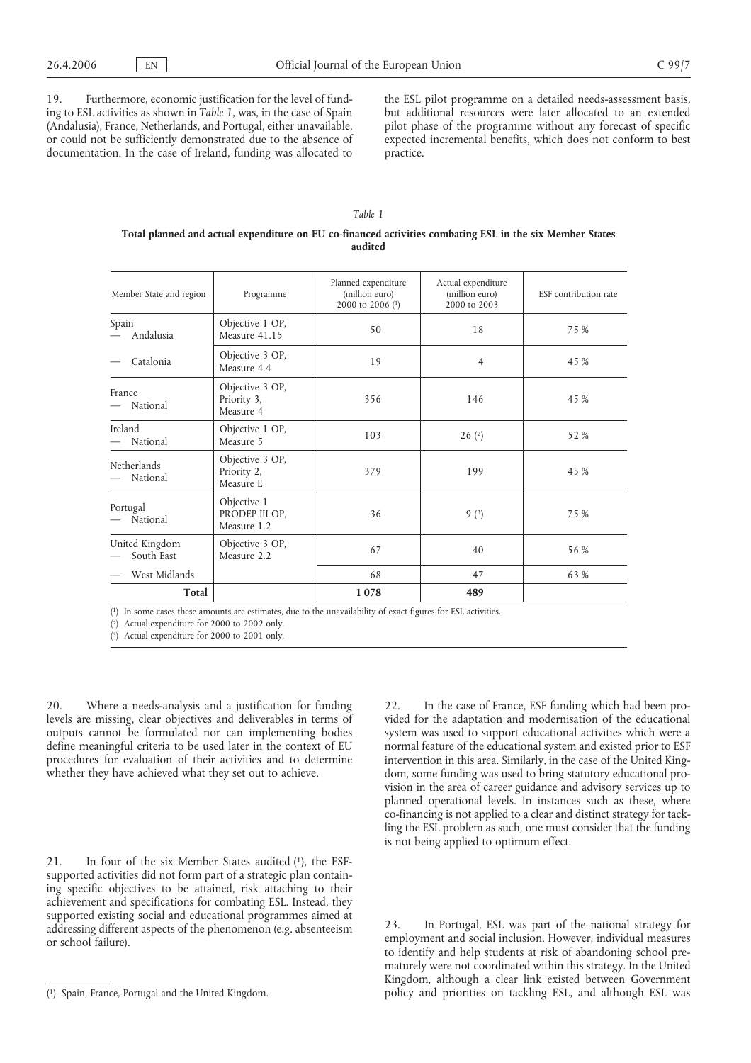19. Furthermore, economic justification for the level of funding to ESL activities as shown in *Table 1*, was, in the case of Spain (Andalusia), France, Netherlands, and Portugal, either unavailable, or could not be sufficiently demonstrated due to the absence of documentation. In the case of Ireland, funding was allocated to the ESL pilot programme on a detailed needs-assessment basis, but additional resources were later allocated to an extended pilot phase of the programme without any forecast of specific expected incremental benefits, which does not conform to best practice.

*Table 1*

**Total planned and actual expenditure on EU co-financed activities combating ESL in the six Member States audited**

| Member State and region | Programme | Planned expenditure (million euro) 2000 to 2006 [1] | Actual expenditure (million euro) 2000 to 2003 | ESF contribution rate |
|---|---|---|---|---|
| Spain — Andalusia | Objective 1 OP, Measure 41.15 | 50 | 18 | 75 % |
| — Catalonia | Objective 3 OP, Measure 4.4 | 19 | 4 | 45 % |
| France — National | Objective 3 OP, Priority 3, Measure 4 | 356 | 146 | 45 % |
| Ireland — National | Objective 1 OP, Measure 5 | 103 | 26 [2] | 52 % |
| Netherlands — National | Objective 3 OP, Priority 2, Measure E | 379 | 199 | 45 % |
| Portugal — National | Objective 1 PRODEP III OP, Measure 1.2 | 36 | 9 [3] | 75 % |
| United Kingdom — South East | Objective 3 OP, Measure 2.2 | 67 | 40 | 56 % |
| — West Midlands | | 68 | 47 | 63 % |
| **Total** | | **1 078** | **489** | |

[1] In some cases these amounts are estimates, due to the unavailability of exact figures for ESL activities.

[2] Actual expenditure for 2000 to 2002 only.

[3] Actual expenditure for 2000 to 2001 only.

20. Where a needs-analysis and a justification for funding levels are missing, clear objectives and deliverables in terms of outputs cannot be formulated nor can implementing bodies define meaningful criteria to be used later in the context of EU procedures for evaluation of their activities and to determine whether they have achieved what they set out to achieve.

21. In four of the six Member States audited [1], the ESF-supported activities did not form part of a strategic plan containing specific objectives to be attained, risk attaching to their achievement and specifications for combating ESL. Instead, they supported existing social and educational programmes aimed at addressing different aspects of the phenomenon (e.g. absenteeism or school failure).

22. In the case of France, ESF funding which had been provided for the adaptation and modernisation of the educational system was used to support educational activities which were a normal feature of the educational system and existed prior to ESF intervention in this area. Similarly, in the case of the United Kingdom, some funding was used to bring statutory educational provision in the area of career guidance and advisory services up to planned operational levels. In instances such as these, where co-financing is not applied to a clear and distinct strategy for tackling the ESL problem as such, one must consider that the funding is not being applied to optimum effect.

23. In Portugal, ESL was part of the national strategy for employment and social inclusion. However, individual measures to identify and help students at risk of abandoning school prematurely were not coordinated within this strategy. In the United Kingdom, although a clear link existed between Government policy and priorities on tackling ESL, and although ESL was

[1] Spain, France, Portugal and the United Kingdom.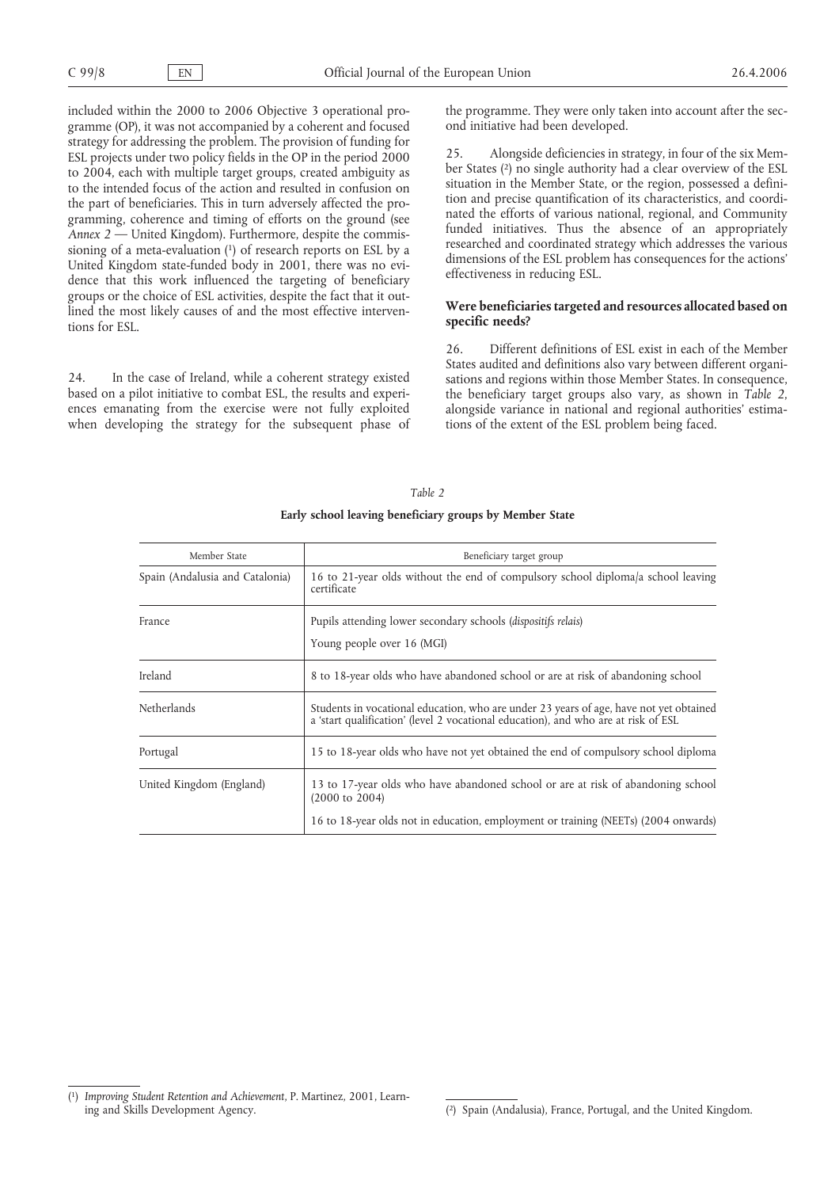included within the 2000 to 2006 Objective 3 operational programme (OP), it was not accompanied by a coherent and focused strategy for addressing the problem. The provision of funding for ESL projects under two policy fields in the OP in the period 2000 to 2004, each with multiple target groups, created ambiguity as to the intended focus of the action and resulted in confusion on the part of beneficiaries. This in turn adversely affected the programming, coherence and timing of efforts on the ground (see *Annex 2* — United Kingdom). Furthermore, despite the commissioning of a meta-evaluation [1] of research reports on ESL by a United Kingdom state-funded body in 2001, there was no evidence that this work influenced the targeting of beneficiary groups or the choice of ESL activities, despite the fact that it outlined the most likely causes of and the most effective interventions for ESL.

24. In the case of Ireland, while a coherent strategy existed based on a pilot initiative to combat ESL, the results and experiences emanating from the exercise were not fully exploited when developing the strategy for the subsequent phase of the programme. They were only taken into account after the second initiative had been developed.

25. Alongside deficiencies in strategy, in four of the six Member States [2] no single authority had a clear overview of the ESL situation in the Member State, or the region, possessed a definition and precise quantification of its characteristics, and coordinated the efforts of various national, regional, and Community funded initiatives. Thus the absence of an appropriately researched and coordinated strategy which addresses the various dimensions of the ESL problem has consequences for the actions' effectiveness in reducing ESL.

### Were beneficiaries targeted and resources allocated based on specific needs?

26. Different definitions of ESL exist in each of the Member States audited and definitions also vary between different organisations and regions within those Member States. In consequence, the beneficiary target groups also vary, as shown in *Table 2*, alongside variance in national and regional authorities' estimations of the extent of the ESL problem being faced.

*Table 2*

**Early school leaving beneficiary groups by Member State**

| Member State | Beneficiary target group |
|---|---|
| Spain (Andalusia and Catalonia) | 16 to 21-year olds without the end of compulsory school diploma/a school leaving certificate |
| France | Pupils attending lower secondary schools (*dispositifs relais*)<br>Young people over 16 (MGI) |
| Ireland | 8 to 18-year olds who have abandoned school or are at risk of abandoning school |
| Netherlands | Students in vocational education, who are under 23 years of age, have not yet obtained a 'start qualification' (level 2 vocational education), and who are at risk of ESL |
| Portugal | 15 to 18-year olds who have not yet obtained the end of compulsory school diploma |
| United Kingdom (England) | 13 to 17-year olds who have abandoned school or are at risk of abandoning school (2000 to 2004)<br>16 to 18-year olds not in education, employment or training (NEETs) (2004 onwards) |

[1] *Improving Student Retention and Achievement*, P. Martinez, 2001, Learning and Skills Development Agency.

[2] Spain (Andalusia), France, Portugal, and the United Kingdom.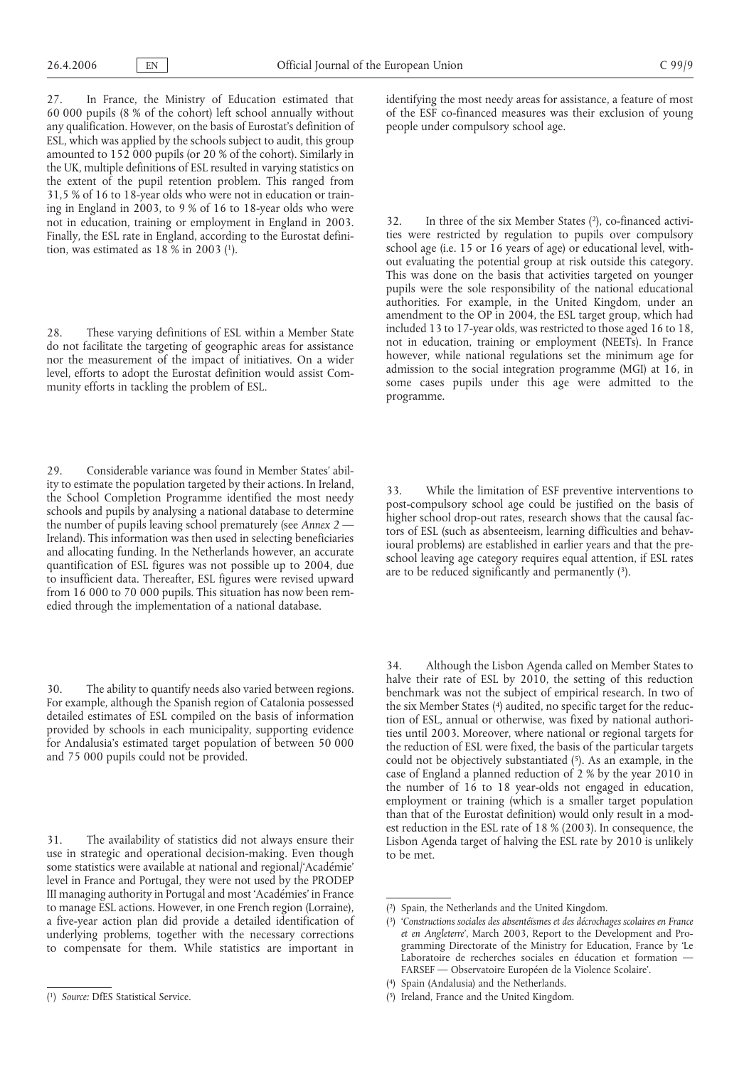27. In France, the Ministry of Education estimated that 60 000 pupils (8 % of the cohort) left school annually without any qualification. However, on the basis of Eurostat's definition of ESL, which was applied by the schools subject to audit, this group amounted to 152 000 pupils (or 20 % of the cohort). Similarly in the UK, multiple definitions of ESL resulted in varying statistics on the extent of the pupil retention problem. This ranged from 31,5 % of 16 to 18-year olds who were not in education or training in England in 2003, to 9 % of 16 to 18-year olds who were not in education, training or employment in England in 2003. Finally, the ESL rate in England, according to the Eurostat definition, was estimated as 18 % in 2003 [1].

28. These varying definitions of ESL within a Member State do not facilitate the targeting of geographic areas for assistance nor the measurement of the impact of initiatives. On a wider level, efforts to adopt the Eurostat definition would assist Community efforts in tackling the problem of ESL.

29. Considerable variance was found in Member States' ability to estimate the population targeted by their actions. In Ireland, the School Completion Programme identified the most needy schools and pupils by analysing a national database to determine the number of pupils leaving school prematurely (see *Annex 2* — Ireland). This information was then used in selecting beneficiaries and allocating funding. In the Netherlands however, an accurate quantification of ESL figures was not possible up to 2004, due to insufficient data. Thereafter, ESL figures were revised upward from 16 000 to 70 000 pupils. This situation has now been remedied through the implementation of a national database.

30. The ability to quantify needs also varied between regions. For example, although the Spanish region of Catalonia possessed detailed estimates of ESL compiled on the basis of information provided by schools in each municipality, supporting evidence for Andalusia's estimated target population of between 50 000 and 75 000 pupils could not be provided.

31. The availability of statistics did not always ensure their use in strategic and operational decision-making. Even though some statistics were available at national and regional/'Académie' level in France and Portugal, they were not used by the PRODEP III managing authority in Portugal and most 'Académies' in France to manage ESL actions. However, in one French region (Lorraine), a five-year action plan did provide a detailed identification of underlying problems, together with the necessary corrections to compensate for them. While statistics are important in identifying the most needy areas for assistance, a feature of most of the ESF co-financed measures was their exclusion of young people under compulsory school age.

32. In three of the six Member States [2], co-financed activities were restricted by regulation to pupils over compulsory school age (i.e. 15 or 16 years of age) or educational level, without evaluating the potential group at risk outside this category. This was done on the basis that activities targeted on younger pupils were the sole responsibility of the national educational authorities. For example, in the United Kingdom, under an amendment to the OP in 2004, the ESL target group, which had included 13 to 17-year olds, was restricted to those aged 16 to 18, not in education, training or employment (NEETs). In France however, while national regulations set the minimum age for admission to the social integration programme (MGI) at 16, in some cases pupils under this age were admitted to the programme.

33. While the limitation of ESF preventive interventions to post-compulsory school age could be justified on the basis of higher school drop-out rates, research shows that the causal factors of ESL (such as absenteeism, learning difficulties and behavioural problems) are established in earlier years and that the pre-school leaving age category requires equal attention, if ESL rates are to be reduced significantly and permanently [3].

34. Although the Lisbon Agenda called on Member States to halve their rate of ESL by 2010, the setting of this reduction benchmark was not the subject of empirical research. In two of the six Member States [4] audited, no specific target for the reduction of ESL, annual or otherwise, was fixed by national authorities until 2003. Moreover, where national or regional targets for the reduction of ESL were fixed, the basis of the particular targets could not be objectively substantiated [5]. As an example, in the case of England a planned reduction of 2 % by the year 2010 in the number of 16 to 18 year-olds not engaged in education, employment or training (which is a smaller target population than that of the Eurostat definition) would only result in a modest reduction in the ESL rate of 18 % (2003). In consequence, the Lisbon Agenda target of halving the ESL rate by 2010 is unlikely to be met.

---

[1] *Source:* DfES Statistical Service.

[2] Spain, the Netherlands and the United Kingdom.

[3] '*Constructions sociales des absentéismes et des décrochages scolaires en France et en Angleterre*', March 2003, Report to the Development and Programming Directorate of the Ministry for Education, France by 'Le Laboratoire de recherches sociales en éducation et formation — FARSEF — Observatoire Européen de la Violence Scolaire'.

[4] Spain (Andalusia) and the Netherlands.

[5] Ireland, France and the United Kingdom.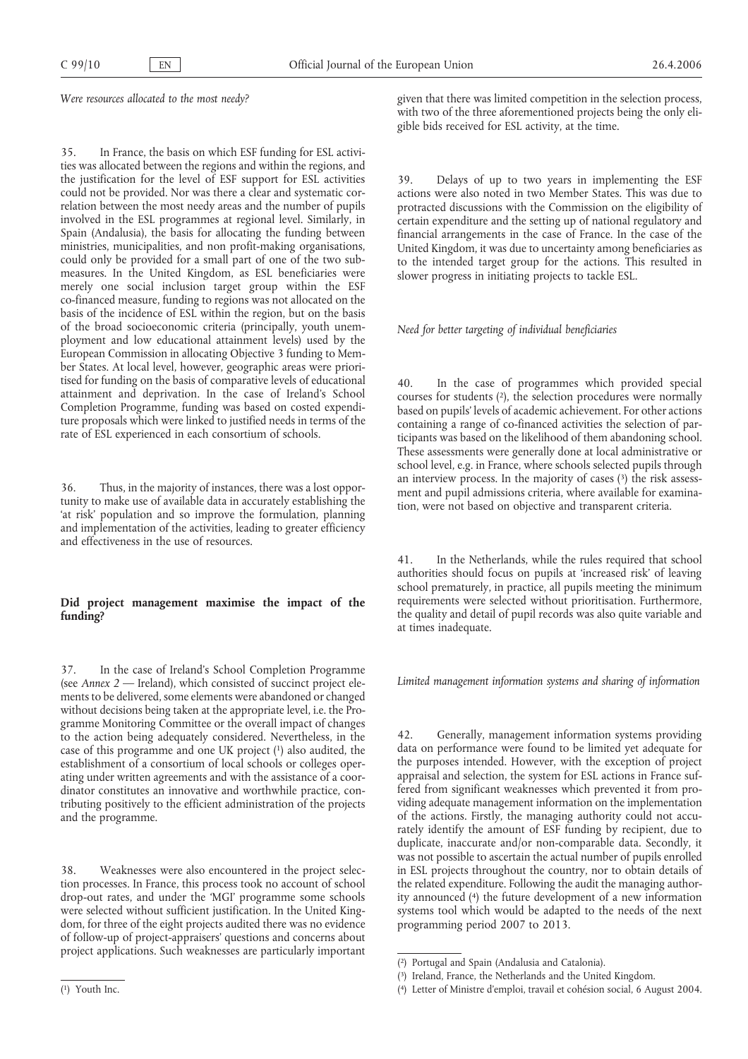*Were resources allocated to the most needy?*

35. In France, the basis on which ESF funding for ESL activities was allocated between the regions and within the regions, and the justification for the level of ESF support for ESL activities could not be provided. Nor was there a clear and systematic correlation between the most needy areas and the number of pupils involved in the ESL programmes at regional level. Similarly, in Spain (Andalusia), the basis for allocating the funding between ministries, municipalities, and non profit-making organisations, could only be provided for a small part of one of the two sub-measures. In the United Kingdom, as ESL beneficiaries were merely one social inclusion target group within the ESF co-financed measure, funding to regions was not allocated on the basis of the incidence of ESL within the region, but on the basis of the broad socioeconomic criteria (principally, youth unemployment and low educational attainment levels) used by the European Commission in allocating Objective 3 funding to Member States. At local level, however, geographic areas were prioritised for funding on the basis of comparative levels of educational attainment and deprivation. In the case of Ireland's School Completion Programme, funding was based on costed expenditure proposals which were linked to justified needs in terms of the rate of ESL experienced in each consortium of schools.

36. Thus, in the majority of instances, there was a lost opportunity to make use of available data in accurately establishing the 'at risk' population and so improve the formulation, planning and implementation of the activities, leading to greater efficiency and effectiveness in the use of resources.

## Did project management maximise the impact of the funding?

37. In the case of Ireland's School Completion Programme (see *Annex 2* — Ireland), which consisted of succinct project elements to be delivered, some elements were abandoned or changed without decisions being taken at the appropriate level, i.e. the Programme Monitoring Committee or the overall impact of changes to the action being adequately considered. Nevertheless, in the case of this programme and one UK project [1] also audited, the establishment of a consortium of local schools or colleges operating under written agreements and with the assistance of a coordinator constitutes an innovative and worthwhile practice, contributing positively to the efficient administration of the projects and the programme.

38. Weaknesses were also encountered in the project selection processes. In France, this process took no account of school drop-out rates, and under the 'MGI' programme some schools were selected without sufficient justification. In the United Kingdom, for three of the eight projects audited there was no evidence of follow-up of project-appraisers' questions and concerns about project applications. Such weaknesses are particularly important given that there was limited competition in the selection process, with two of the three aforementioned projects being the only eligible bids received for ESL activity, at the time.

39. Delays of up to two years in implementing the ESF actions were also noted in two Member States. This was due to protracted discussions with the Commission on the eligibility of certain expenditure and the setting up of national regulatory and financial arrangements in the case of France. In the case of the United Kingdom, it was due to uncertainty among beneficiaries as to the intended target group for the actions. This resulted in slower progress in initiating projects to tackle ESL.

*Need for better targeting of individual beneficiaries*

40. In the case of programmes which provided special courses for students [2], the selection procedures were normally based on pupils' levels of academic achievement. For other actions containing a range of co-financed activities the selection of participants was based on the likelihood of them abandoning school. These assessments were generally done at local administrative or school level, e.g. in France, where schools selected pupils through an interview process. In the majority of cases [3] the risk assessment and pupil admissions criteria, where available for examination, were not based on objective and transparent criteria.

41. In the Netherlands, while the rules required that school authorities should focus on pupils at 'increased risk' of leaving school prematurely, in practice, all pupils meeting the minimum requirements were selected without prioritisation. Furthermore, the quality and detail of pupil records was also quite variable and at times inadequate.

*Limited management information systems and sharing of information*

42. Generally, management information systems providing data on performance were found to be limited yet adequate for the purposes intended. However, with the exception of project appraisal and selection, the system for ESL actions in France suffered from significant weaknesses which prevented it from providing adequate management information on the implementation of the actions. Firstly, the managing authority could not accurately identify the amount of ESF funding by recipient, due to duplicate, inaccurate and/or non-comparable data. Secondly, it was not possible to ascertain the actual number of pupils enrolled in ESL projects throughout the country, nor to obtain details of the related expenditure. Following the audit the managing authority announced [4] the future development of a new information systems tool which would be adapted to the needs of the next programming period 2007 to 2013.

---

[1] Youth Inc.

[2] Portugal and Spain (Andalusia and Catalonia).

[3] Ireland, France, the Netherlands and the United Kingdom.

[4] Letter of Ministre d'emploi, travail et cohésion social, 6 August 2004.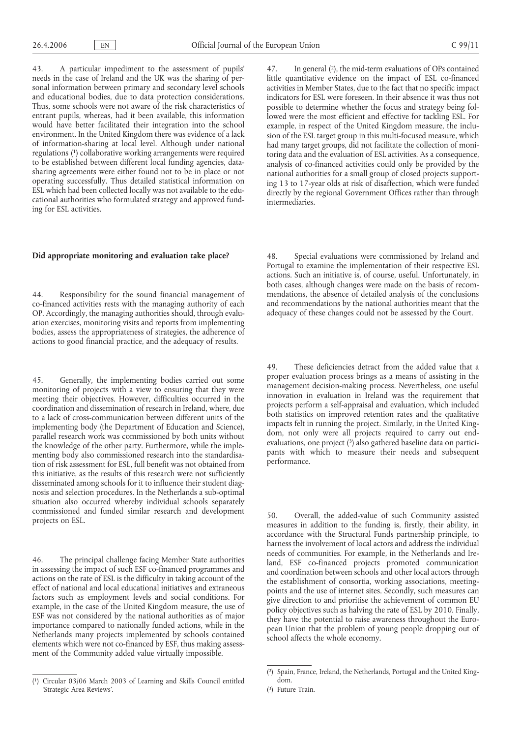43. A particular impediment to the assessment of pupils' needs in the case of Ireland and the UK was the sharing of personal information between primary and secondary level schools and educational bodies, due to data protection considerations. Thus, some schools were not aware of the risk characteristics of entrant pupils, whereas, had it been available, this information would have better facilitated their integration into the school environment. In the United Kingdom there was evidence of a lack of information-sharing at local level. Although under national regulations [1] collaborative working arrangements were required to be established between different local funding agencies, data-sharing agreements were either found not to be in place or not operating successfully. Thus detailed statistical information on ESL which had been collected locally was not available to the educational authorities who formulated strategy and approved funding for ESL activities.

**Did appropriate monitoring and evaluation take place?**

44. Responsibility for the sound financial management of co-financed activities rests with the managing authority of each OP. Accordingly, the managing authorities should, through evaluation exercises, monitoring visits and reports from implementing bodies, assess the appropriateness of strategies, the adherence of actions to good financial practice, and the adequacy of results.

45. Generally, the implementing bodies carried out some monitoring of projects with a view to ensuring that they were meeting their objectives. However, difficulties occurred in the coordination and dissemination of research in Ireland, where, due to a lack of cross-communication between different units of the implementing body (the Department of Education and Science), parallel research work was commissioned by both units without the knowledge of the other party. Furthermore, while the implementing body also commissioned research into the standardisation of risk assessment for ESL, full benefit was not obtained from this initiative, as the results of this research were not sufficiently disseminated among schools for it to influence their student diagnosis and selection procedures. In the Netherlands a sub-optimal situation also occurred whereby individual schools separately commissioned and funded similar research and development projects on ESL.

46. The principal challenge facing Member State authorities in assessing the impact of such ESF co-financed programmes and actions on the rate of ESL is the difficulty in taking account of the effect of national and local educational initiatives and extraneous factors such as employment levels and social conditions. For example, in the case of the United Kingdom measure, the use of ESF was not considered by the national authorities as of major importance compared to nationally funded actions, while in the Netherlands many projects implemented by schools contained elements which were not co-financed by ESF, thus making assessment of the Community added value virtually impossible.

47. In general [2], the mid-term evaluations of OPs contained little quantitative evidence on the impact of ESL co-financed activities in Member States, due to the fact that no specific impact indicators for ESL were foreseen. In their absence it was thus not possible to determine whether the focus and strategy being followed were the most efficient and effective for tackling ESL. For example, in respect of the United Kingdom measure, the inclusion of the ESL target group in this multi-focused measure, which had many target groups, did not facilitate the collection of monitoring data and the evaluation of ESL activities. As a consequence, analysis of co-financed activities could only be provided by the national authorities for a small group of closed projects supporting 13 to 17-year olds at risk of disaffection, which were funded directly by the regional Government Offices rather than through intermediaries.

48. Special evaluations were commissioned by Ireland and Portugal to examine the implementation of their respective ESL actions. Such an initiative is, of course, useful. Unfortunately, in both cases, although changes were made on the basis of recommendations, the absence of detailed analysis of the conclusions and recommendations by the national authorities meant that the adequacy of these changes could not be assessed by the Court.

49. These deficiencies detract from the added value that a proper evaluation process brings as a means of assisting in the management decision-making process. Nevertheless, one useful innovation in evaluation in Ireland was the requirement that projects perform a self-appraisal and evaluation, which included both statistics on improved retention rates and the qualitative impacts felt in running the project. Similarly, in the United Kingdom, not only were all projects required to carry out end-evaluations, one project [3] also gathered baseline data on participants with which to measure their needs and subsequent performance.

50. Overall, the added-value of such Community assisted measures in addition to the funding is, firstly, their ability, in accordance with the Structural Funds partnership principle, to harness the involvement of local actors and address the individual needs of communities. For example, in the Netherlands and Ireland, ESF co-financed projects promoted communication and coordination between schools and other local actors through the establishment of consortia, working associations, meeting-points and the use of internet sites. Secondly, such measures can give direction to and prioritise the achievement of common EU policy objectives such as halving the rate of ESL by 2010. Finally, they have the potential to raise awareness throughout the European Union that the problem of young people dropping out of school affects the whole economy.

---

[1] Circular 03/06 March 2003 of Learning and Skills Council entitled 'Strategic Area Reviews'.

[2] Spain, France, Ireland, the Netherlands, Portugal and the United Kingdom.

[3] Future Train.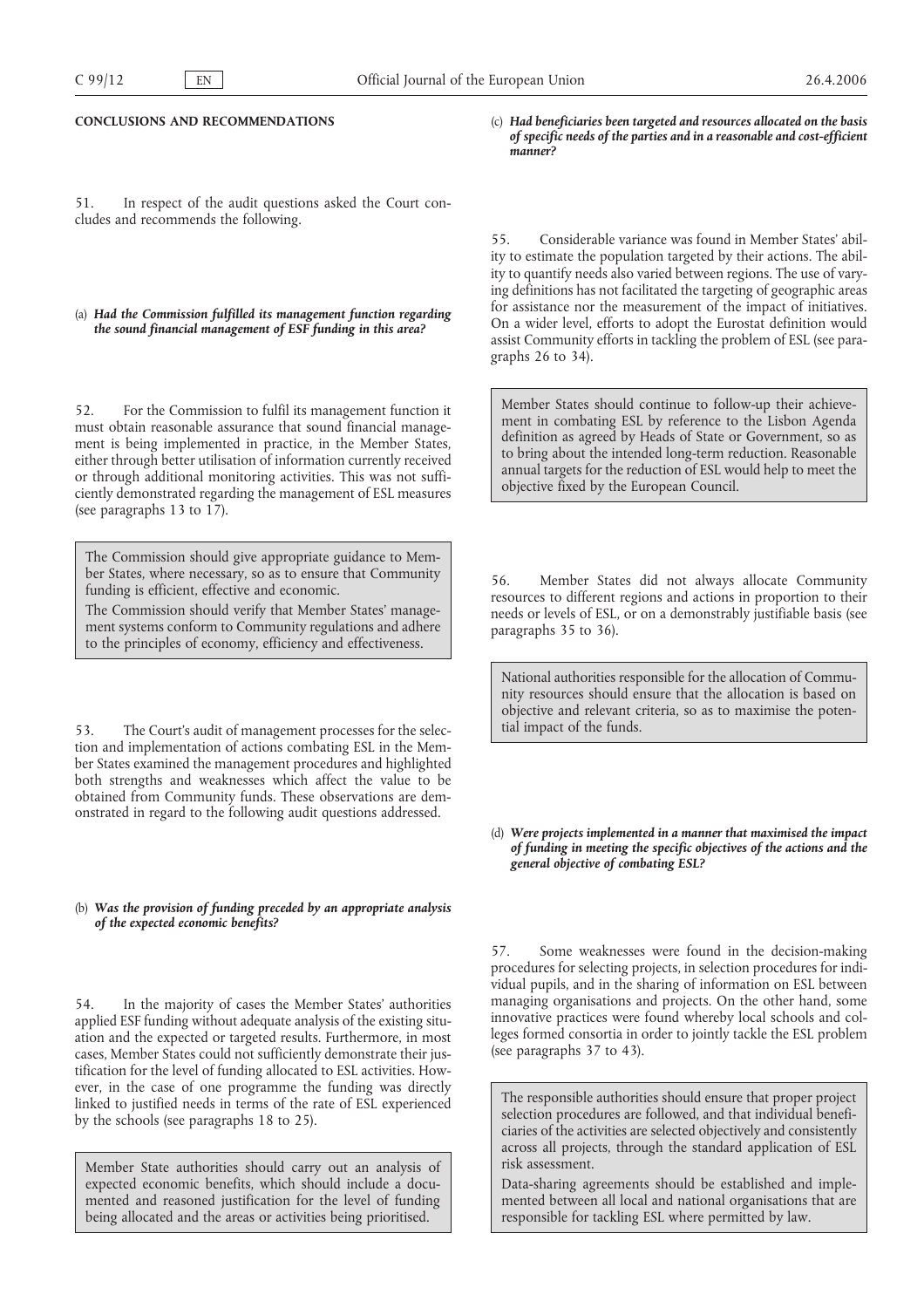**CONCLUSIONS AND RECOMMENDATIONS**

51. In respect of the audit questions asked the Court concludes and recommends the following.

(a) ***Had the Commission fulfilled its management function regarding the sound financial management of ESF funding in this area?***

52. For the Commission to fulfil its management function it must obtain reasonable assurance that sound financial management is being implemented in practice, in the Member States, either through better utilisation of information currently received or through additional monitoring activities. This was not sufficiently demonstrated regarding the management of ESL measures (see paragraphs 13 to 17).

> The Commission should give appropriate guidance to Member States, where necessary, so as to ensure that Community funding is efficient, effective and economic.
>
> The Commission should verify that Member States' management systems conform to Community regulations and adhere to the principles of economy, efficiency and effectiveness.

53. The Court's audit of management processes for the selection and implementation of actions combating ESL in the Member States examined the management procedures and highlighted both strengths and weaknesses which affect the value to be obtained from Community funds. These observations are demonstrated in regard to the following audit questions addressed.

(b) ***Was the provision of funding preceded by an appropriate analysis of the expected economic benefits?***

54. In the majority of cases the Member States' authorities applied ESF funding without adequate analysis of the existing situation and the expected or targeted results. Furthermore, in most cases, Member States could not sufficiently demonstrate their justification for the level of funding allocated to ESL activities. However, in the case of one programme the funding was directly linked to justified needs in terms of the rate of ESL experienced by the schools (see paragraphs 18 to 25).

> Member State authorities should carry out an analysis of expected economic benefits, which should include a documented and reasoned justification for the level of funding being allocated and the areas or activities being prioritised.

(c) ***Had beneficiaries been targeted and resources allocated on the basis of specific needs of the parties and in a reasonable and cost-efficient manner?***

55. Considerable variance was found in Member States' ability to estimate the population targeted by their actions. The ability to quantify needs also varied between regions. The use of varying definitions has not facilitated the targeting of geographic areas for assistance nor the measurement of the impact of initiatives. On a wider level, efforts to adopt the Eurostat definition would assist Community efforts in tackling the problem of ESL (see paragraphs 26 to 34).

> Member States should continue to follow-up their achievement in combating ESL by reference to the Lisbon Agenda definition as agreed by Heads of State or Government, so as to bring about the intended long-term reduction. Reasonable annual targets for the reduction of ESL would help to meet the objective fixed by the European Council.

56. Member States did not always allocate Community resources to different regions and actions in proportion to their needs or levels of ESL, or on a demonstrably justifiable basis (see paragraphs 35 to 36).

> National authorities responsible for the allocation of Community resources should ensure that the allocation is based on objective and relevant criteria, so as to maximise the potential impact of the funds.

(d) ***Were projects implemented in a manner that maximised the impact of funding in meeting the specific objectives of the actions and the general objective of combating ESL?***

57. Some weaknesses were found in the decision-making procedures for selecting projects, in selection procedures for individual pupils, and in the sharing of information on ESL between managing organisations and projects. On the other hand, some innovative practices were found whereby local schools and colleges formed consortia in order to jointly tackle the ESL problem (see paragraphs 37 to 43).

> The responsible authorities should ensure that proper project selection procedures are followed, and that individual beneficiaries of the activities are selected objectively and consistently across all projects, through the standard application of ESL risk assessment.
>
> Data-sharing agreements should be established and implemented between all local and national organisations that are responsible for tackling ESL where permitted by law.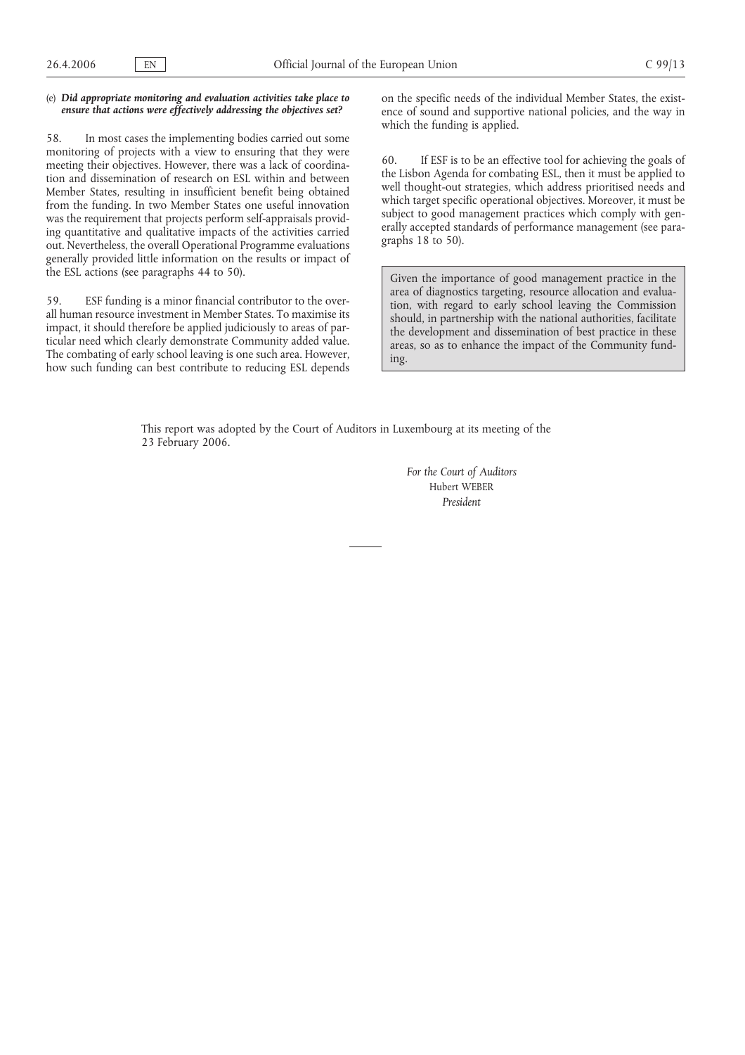(e) ***Did appropriate monitoring and evaluation activities take place to ensure that actions were effectively addressing the objectives set?***

58. In most cases the implementing bodies carried out some monitoring of projects with a view to ensuring that they were meeting their objectives. However, there was a lack of coordination and dissemination of research on ESL within and between Member States, resulting in insufficient benefit being obtained from the funding. In two Member States one useful innovation was the requirement that projects perform self-appraisals providing quantitative and qualitative impacts of the activities carried out. Nevertheless, the overall Operational Programme evaluations generally provided little information on the results or impact of the ESL actions (see paragraphs 44 to 50).

59. ESF funding is a minor financial contributor to the overall human resource investment in Member States. To maximise its impact, it should therefore be applied judiciously to areas of particular need which clearly demonstrate Community added value. The combating of early school leaving is one such area. However, how such funding can best contribute to reducing ESL depends on the specific needs of the individual Member States, the existence of sound and supportive national policies, and the way in which the funding is applied.

60. If ESF is to be an effective tool for achieving the goals of the Lisbon Agenda for combating ESL, then it must be applied to well thought-out strategies, which address prioritised needs and which target specific operational objectives. Moreover, it must be subject to good management practices which comply with generally accepted standards of performance management (see paragraphs 18 to 50).

> Given the importance of good management practice in the area of diagnostics targeting, resource allocation and evaluation, with regard to early school leaving the Commission should, in partnership with the national authorities, facilitate the development and dissemination of best practice in these areas, so as to enhance the impact of the Community funding.

This report was adopted by the Court of Auditors in Luxembourg at its meeting of the 23 February 2006.

*For the Court of Auditors*
Hubert WEBER
*President*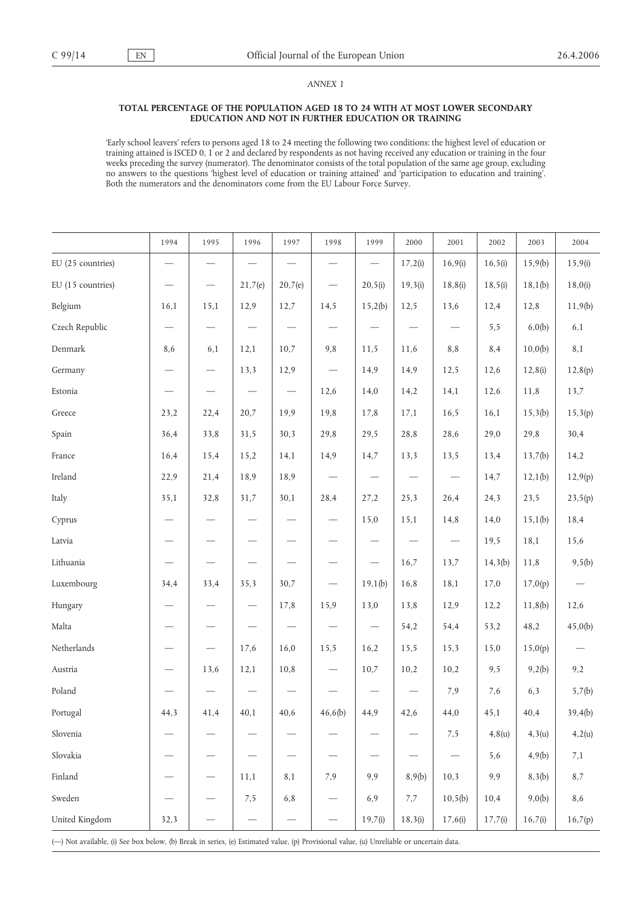*ANNEX I*

**TOTAL PERCENTAGE OF THE POPULATION AGED 18 TO 24 WITH AT MOST LOWER SECONDARY EDUCATION AND NOT IN FURTHER EDUCATION OR TRAINING**

'Early school leavers' refers to persons aged 18 to 24 meeting the following two conditions: the highest level of education or training attained is ISCED 0, 1 or 2 and declared by respondents as not having received any education or training in the four weeks preceding the survey (numerator). The denominator consists of the total population of the same age group, excluding no answers to the questions 'highest level of education or training attained' and 'participation to education and training'. Both the numerators and the denominators come from the EU Labour Force Survey.

| | 1994 | 1995 | 1996 | 1997 | 1998 | 1999 | 2000 | 2001 | 2002 | 2003 | 2004 |
|---|---|---|---|---|---|---|---|---|---|---|---|
| EU (25 countries) | — | — | — | — | — | — | 17,2(i) | 16,9(i) | 16,5(i) | 15,9(b) | 15,9(i) |
| EU (15 countries) | — | — | 21,7(e) | 20,7(e) | — | 20,5(i) | 19,3(i) | 18,8(i) | 18,5(i) | 18,1(b) | 18,0(i) |
| Belgium | 16,1 | 15,1 | 12,9 | 12,7 | 14,5 | 15,2(b) | 12,5 | 13,6 | 12,4 | 12,8 | 11,9(b) |
| Czech Republic | — | — | — | — | — | — | — | — | 5,5 | 6,0(b) | 6,1 |
| Denmark | 8,6 | 6,1 | 12,1 | 10,7 | 9,8 | 11,5 | 11,6 | 8,8 | 8,4 | 10,0(b) | 8,1 |
| Germany | — | — | 13,3 | 12,9 | — | 14,9 | 14,9 | 12,5 | 12,6 | 12,8(i) | 12,8(p) |
| Estonia | — | — | — | — | 12,6 | 14,0 | 14,2 | 14,1 | 12,6 | 11,8 | 13,7 |
| Greece | 23,2 | 22,4 | 20,7 | 19,9 | 19,8 | 17,8 | 17,1 | 16,5 | 16,1 | 15,3(b) | 15,3(p) |
| Spain | 36,4 | 33,8 | 31,5 | 30,3 | 29,8 | 29,5 | 28,8 | 28,6 | 29,0 | 29,8 | 30,4 |
| France | 16,4 | 15,4 | 15,2 | 14,1 | 14,9 | 14,7 | 13,3 | 13,5 | 13,4 | 13,7(b) | 14,2 |
| Ireland | 22,9 | 21,4 | 18,9 | 18,9 | — | — | — | — | 14,7 | 12,1(b) | 12,9(p) |
| Italy | 35,1 | 32,8 | 31,7 | 30,1 | 28,4 | 27,2 | 25,3 | 26,4 | 24,3 | 23,5 | 23,5(p) |
| Cyprus | — | — | — | — | — | 15,0 | 15,1 | 14,8 | 14,0 | 15,1(b) | 18,4 |
| Latvia | — | — | — | — | — | — | — | — | 19,5 | 18,1 | 15,6 |
| Lithuania | — | — | — | — | — | — | 16,7 | 13,7 | 14,3(b) | 11,8 | 9,5(b) |
| Luxembourg | 34,4 | 33,4 | 35,3 | 30,7 | — | 19,1(b) | 16,8 | 18,1 | 17,0 | 17,0(p) | — |
| Hungary | — | — | — | 17,8 | 15,9 | 13,0 | 13,8 | 12,9 | 12,2 | 11,8(b) | 12,6 |
| Malta | — | — | — | — | — | — | 54,2 | 54,4 | 53,2 | 48,2 | 45,0(b) |
| Netherlands | — | — | 17,6 | 16,0 | 15,5 | 16,2 | 15,5 | 15,3 | 15,0 | 15,0(p) | — |
| Austria | — | 13,6 | 12,1 | 10,8 | — | 10,7 | 10,2 | 10,2 | 9,5 | 9,2(b) | 9,2 |
| Poland | — | — | — | — | — | — | — | 7,9 | 7,6 | 6,3 | 5,7(b) |
| Portugal | 44,3 | 41,4 | 40,1 | 40,6 | 46,6(b) | 44,9 | 42,6 | 44,0 | 45,1 | 40,4 | 39,4(b) |
| Slovenia | — | — | — | — | — | — | — | 7,5 | 4,8(u) | 4,3(u) | 4,2(u) |
| Slovakia | — | — | — | — | — | — | — | — | 5,6 | 4,9(b) | 7,1 |
| Finland | — | — | 11,1 | 8,1 | 7,9 | 9,9 | 8,9(b) | 10,3 | 9,9 | 8,3(b) | 8,7 |
| Sweden | — | — | 7,5 | 6,8 | — | 6,9 | 7,7 | 10,5(b) | 10,4 | 9,0(b) | 8,6 |
| United Kingdom | 32,3 | — | — | — | — | 19,7(i) | 18,3(i) | 17,6(i) | 17,7(i) | 16,7(i) | 16,7(p) |

(—) Not available, (i) See box below, (b) Break in series, (e) Estimated value, (p) Provisional value, (u) Unreliable or uncertain data.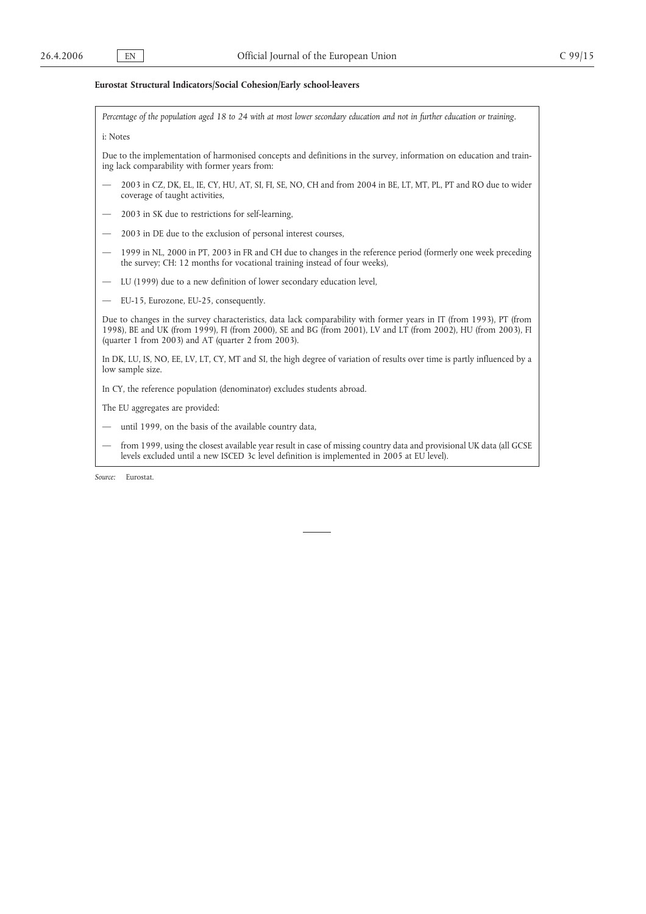**Eurostat Structural Indicators/Social Cohesion/Early school-leavers**

*Percentage of the population aged 18 to 24 with at most lower secondary education and not in further education or training.*

i: Notes

Due to the implementation of harmonised concepts and definitions in the survey, information on education and training lack comparability with former years from:

- 2003 in CZ, DK, EL, IE, CY, HU, AT, SI, FI, SE, NO, CH and from 2004 in BE, LT, MT, PL, PT and RO due to wider coverage of taught activities,
- 2003 in SK due to restrictions for self-learning,
- 2003 in DE due to the exclusion of personal interest courses,
- 1999 in NL, 2000 in PT, 2003 in FR and CH due to changes in the reference period (formerly one week preceding the survey; CH: 12 months for vocational training instead of four weeks),
- LU (1999) due to a new definition of lower secondary education level,
- EU-15, Eurozone, EU-25, consequently.

Due to changes in the survey characteristics, data lack comparability with former years in IT (from 1993), PT (from 1998), BE and UK (from 1999), FI (from 2000), SE and BG (from 2001), LV and LT (from 2002), HU (from 2003), FI (quarter 1 from 2003) and AT (quarter 2 from 2003).

In DK, LU, IS, NO, EE, LV, LT, CY, MT and SI, the high degree of variation of results over time is partly influenced by a low sample size.

In CY, the reference population (denominator) excludes students abroad.

The EU aggregates are provided:

- until 1999, on the basis of the available country data,
- from 1999, using the closest available year result in case of missing country data and provisional UK data (all GCSE levels excluded until a new ISCED 3c level definition is implemented in 2005 at EU level).

*Source:* Eurostat.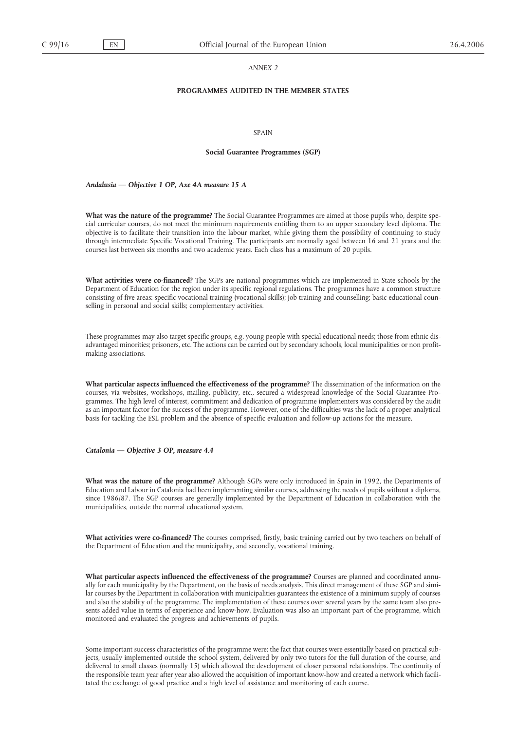*ANNEX 2*

**PROGRAMMES AUDITED IN THE MEMBER STATES**

SPAIN

**Social Guarantee Programmes (SGP)**

***Andalusia — Objective 1 OP, Axe 4A measure 15 A***

**What was the nature of the programme?** The Social Guarantee Programmes are aimed at those pupils who, despite special curricular courses, do not meet the minimum requirements entitling them to an upper secondary level diploma. The objective is to facilitate their transition into the labour market, while giving them the possibility of continuing to study through intermediate Specific Vocational Training. The participants are normally aged between 16 and 21 years and the courses last between six months and two academic years. Each class has a maximum of 20 pupils.

**What activities were co-financed?** The SGPs are national programmes which are implemented in State schools by the Department of Education for the region under its specific regional regulations. The programmes have a common structure consisting of five areas: specific vocational training (vocational skills); job training and counselling; basic educational counselling in personal and social skills; complementary activities.

These programmes may also target specific groups, e.g. young people with special educational needs; those from ethnic disadvantaged minorities; prisoners, etc. The actions can be carried out by secondary schools, local municipalities or non profit-making associations.

**What particular aspects influenced the effectiveness of the programme?** The dissemination of the information on the courses, via websites, workshops, mailing, publicity, etc., secured a widespread knowledge of the Social Guarantee Programmes. The high level of interest, commitment and dedication of programme implementers was considered by the audit as an important factor for the success of the programme. However, one of the difficulties was the lack of a proper analytical basis for tackling the ESL problem and the absence of specific evaluation and follow-up actions for the measure.

***Catalonia — Objective 3 OP, measure 4.4***

**What was the nature of the programme?** Although SGPs were only introduced in Spain in 1992, the Departments of Education and Labour in Catalonia had been implementing similar courses, addressing the needs of pupils without a diploma, since 1986/87. The SGP courses are generally implemented by the Department of Education in collaboration with the municipalities, outside the normal educational system.

**What activities were co-financed?** The courses comprised, firstly, basic training carried out by two teachers on behalf of the Department of Education and the municipality, and secondly, vocational training.

**What particular aspects influenced the effectiveness of the programme?** Courses are planned and coordinated annually for each municipality by the Department, on the basis of needs analysis. This direct management of these SGP and similar courses by the Department in collaboration with municipalities guarantees the existence of a minimum supply of courses and also the stability of the programme. The implementation of these courses over several years by the same team also presents added value in terms of experience and know-how. Evaluation was also an important part of the programme, which monitored and evaluated the progress and achievements of pupils.

Some important success characteristics of the programme were: the fact that courses were essentially based on practical subjects, usually implemented outside the school system, delivered by only two tutors for the full duration of the course, and delivered to small classes (normally 15) which allowed the development of closer personal relationships. The continuity of the responsible team year after year also allowed the acquisition of important know-how and created a network which facilitated the exchange of good practice and a high level of assistance and monitoring of each course.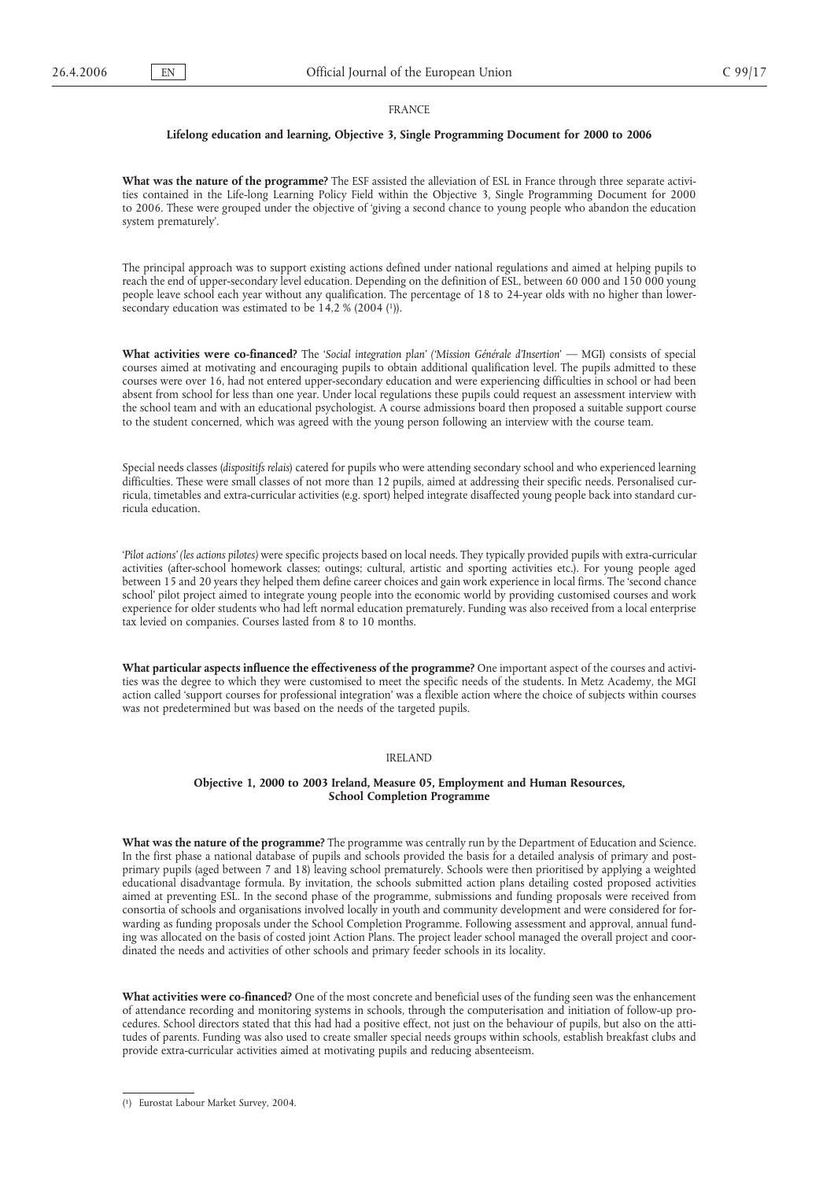## FRANCE

### Lifelong education and learning, Objective 3, Single Programming Document for 2000 to 2006

**What was the nature of the programme?** The ESF assisted the alleviation of ESL in France through three separate activities contained in the Life-long Learning Policy Field within the Objective 3, Single Programming Document for 2000 to 2006. These were grouped under the objective of 'giving a second chance to young people who abandon the education system prematurely'.

The principal approach was to support existing actions defined under national regulations and aimed at helping pupils to reach the end of upper-secondary level education. Depending on the definition of ESL, between 60 000 and 150 000 young people leave school each year without any qualification. The percentage of 18 to 24-year olds with no higher than lower-secondary education was estimated to be 14,2 % (2004 [1]).

**What activities were co-financed?** The '*Social integration plan*' ('*Mission Générale d'Insertion*' — MGI) consists of special courses aimed at motivating and encouraging pupils to obtain additional qualification level. The pupils admitted to these courses were over 16, had not entered upper-secondary education and were experiencing difficulties in school or had been absent from school for less than one year. Under local regulations these pupils could request an assessment interview with the school team and with an educational psychologist. A course admissions board then proposed a suitable support course to the student concerned, which was agreed with the young person following an interview with the course team.

Special needs classes (*dispositifs relais*) catered for pupils who were attending secondary school and who experienced learning difficulties. These were small classes of not more than 12 pupils, aimed at addressing their specific needs. Personalised curricula, timetables and extra-curricular activities (e.g. sport) helped integrate disaffected young people back into standard curricula education.

'*Pilot actions*' (*les actions pilotes*) were specific projects based on local needs. They typically provided pupils with extra-curricular activities (after-school homework classes; outings; cultural, artistic and sporting activities etc.). For young people aged between 15 and 20 years they helped them define career choices and gain work experience in local firms. The 'second chance school' pilot project aimed to integrate young people into the economic world by providing customised courses and work experience for older students who had left normal education prematurely. Funding was also received from a local enterprise tax levied on companies. Courses lasted from 8 to 10 months.

**What particular aspects influence the effectiveness of the programme?** One important aspect of the courses and activities was the degree to which they were customised to meet the specific needs of the students. In Metz Academy, the MGI action called 'support courses for professional integration' was a flexible action where the choice of subjects within courses was not predetermined but was based on the needs of the targeted pupils.

## IRELAND

### Objective 1, 2000 to 2003 Ireland, Measure 05, Employment and Human Resources, School Completion Programme

**What was the nature of the programme?** The programme was centrally run by the Department of Education and Science. In the first phase a national database of pupils and schools provided the basis for a detailed analysis of primary and post-primary pupils (aged between 7 and 18) leaving school prematurely. Schools were then prioritised by applying a weighted educational disadvantage formula. By invitation, the schools submitted action plans detailing costed proposed activities aimed at preventing ESL. In the second phase of the programme, submissions and funding proposals were received from consortia of schools and organisations involved locally in youth and community development and were considered for forwarding as funding proposals under the School Completion Programme. Following assessment and approval, annual funding was allocated on the basis of costed joint Action Plans. The project leader school managed the overall project and coordinated the needs and activities of other schools and primary feeder schools in its locality.

**What activities were co-financed?** One of the most concrete and beneficial uses of the funding seen was the enhancement of attendance recording and monitoring systems in schools, through the computerisation and initiation of follow-up procedures. School directors stated that this had had a positive effect, not just on the behaviour of pupils, but also on the attitudes of parents. Funding was also used to create smaller special needs groups within schools, establish breakfast clubs and provide extra-curricular activities aimed at motivating pupils and reducing absenteeism.

---

[1] Eurostat Labour Market Survey, 2004.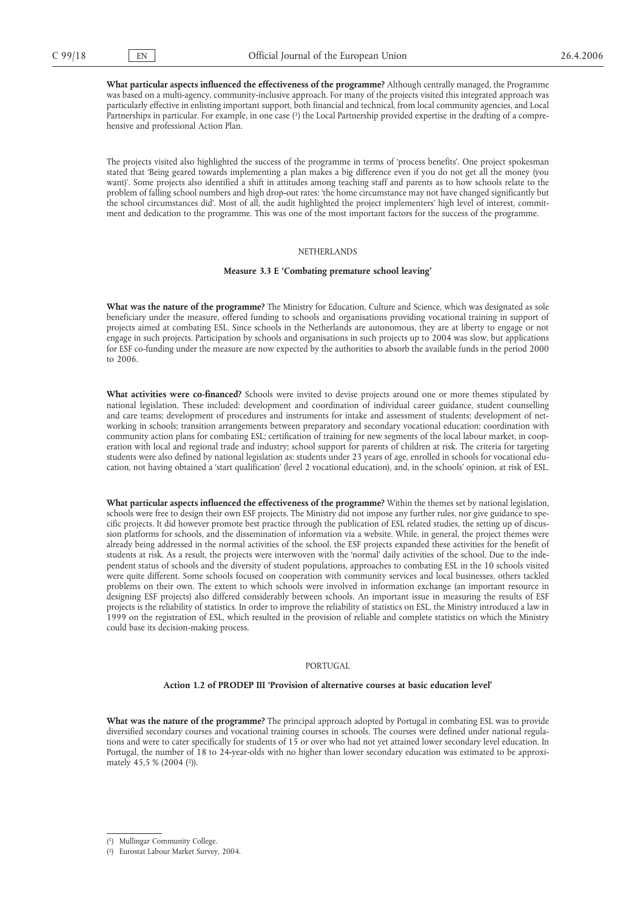**What particular aspects influenced the effectiveness of the programme?** Although centrally managed, the Programme was based on a multi-agency, community-inclusive approach. For many of the projects visited this integrated approach was particularly effective in enlisting important support, both financial and technical, from local community agencies, and Local Partnerships in particular. For example, in one case [1] the Local Partnership provided expertise in the drafting of a comprehensive and professional Action Plan.

The projects visited also highlighted the success of the programme in terms of 'process benefits'. One project spokesman stated that 'Being geared towards implementing a plan makes a big difference even if you do not get all the money (you want)'. Some projects also identified a shift in attitudes among teaching staff and parents as to how schools relate to the problem of falling school numbers and high drop-out rates: 'the home circumstance may not have changed significantly but the school circumstances did'. Most of all, the audit highlighted the project implementers' high level of interest, commitment and dedication to the programme. This was one of the most important factors for the success of the programme.

NETHERLANDS

**Measure 3.3 E 'Combating premature school leaving'**

**What was the nature of the programme?** The Ministry for Education, Culture and Science, which was designated as sole beneficiary under the measure, offered funding to schools and organisations providing vocational training in support of projects aimed at combating ESL. Since schools in the Netherlands are autonomous, they are at liberty to engage or not engage in such projects. Participation by schools and organisations in such projects up to 2004 was slow, but applications for ESF co-funding under the measure are now expected by the authorities to absorb the available funds in the period 2000 to 2006.

**What activities were co-financed?** Schools were invited to devise projects around one or more themes stipulated by national legislation. These included: development and coordination of individual career guidance, student counselling and care teams; development of procedures and instruments for intake and assessment of students; development of networking in schools; transition arrangements between preparatory and secondary vocational education; coordination with community action plans for combating ESL; certification of training for new segments of the local labour market, in cooperation with local and regional trade and industry; school support for parents of children at risk. The criteria for targeting students were also defined by national legislation as: students under 23 years of age, enrolled in schools for vocational education, not having obtained a 'start qualification' (level 2 vocational education), and, in the schools' opinion, at risk of ESL.

**What particular aspects influenced the effectiveness of the programme?** Within the themes set by national legislation, schools were free to design their own ESF projects. The Ministry did not impose any further rules, nor give guidance to specific projects. It did however promote best practice through the publication of ESL related studies, the setting up of discussion platforms for schools, and the dissemination of information via a website. While, in general, the project themes were already being addressed in the normal activities of the school, the ESF projects expanded these activities for the benefit of students at risk. As a result, the projects were interwoven with the 'normal' daily activities of the school. Due to the independent status of schools and the diversity of student populations, approaches to combating ESL in the 10 schools visited were quite different. Some schools focused on cooperation with community services and local businesses, others tackled problems on their own. The extent to which schools were involved in information exchange (an important resource in designing ESF projects) also differed considerably between schools. An important issue in measuring the results of ESF projects is the reliability of statistics. In order to improve the reliability of statistics on ESL, the Ministry introduced a law in 1999 on the registration of ESL, which resulted in the provision of reliable and complete statistics on which the Ministry could base its decision-making process.

PORTUGAL

**Action 1.2 of PRODEP III 'Provision of alternative courses at basic education level'**

**What was the nature of the programme?** The principal approach adopted by Portugal in combating ESL was to provide diversified secondary courses and vocational training courses in schools. The courses were defined under national regulations and were to cater specifically for students of 15 or over who had not yet attained lower secondary level education. In Portugal, the number of 18 to 24-year-olds with no higher than lower secondary education was estimated to be approximately 45,5 % (2004 [2]).

---

[1] Mullingar Community College.

[2] Eurostat Labour Market Survey, 2004.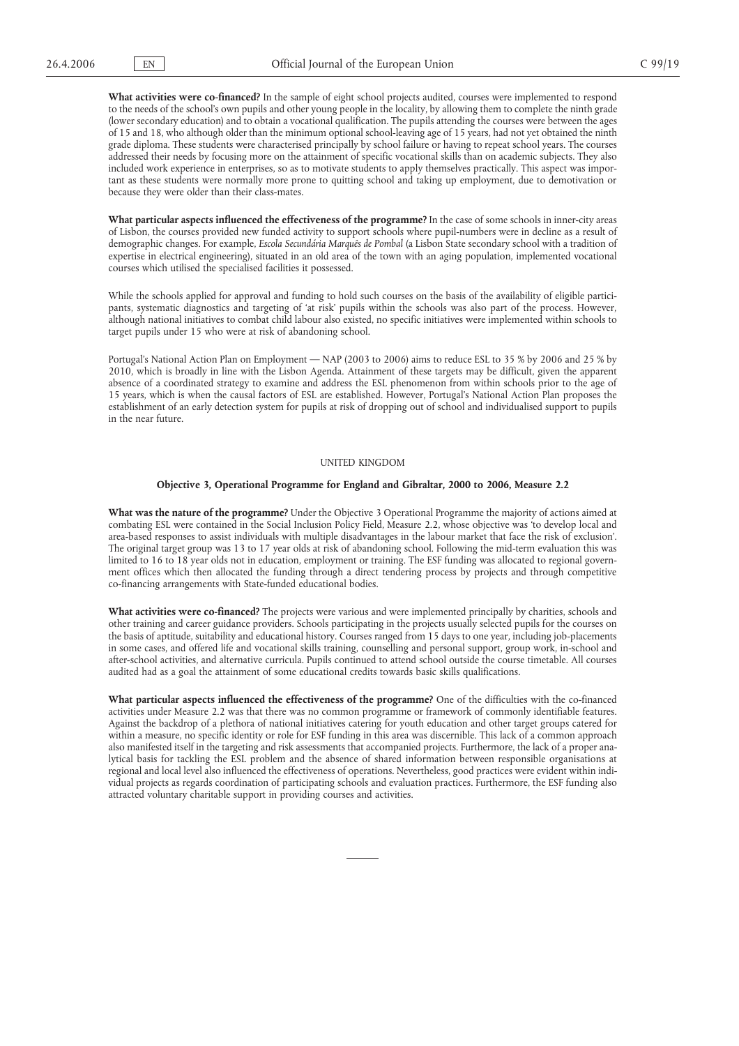**What activities were co-financed?** In the sample of eight school projects audited, courses were implemented to respond to the needs of the school's own pupils and other young people in the locality, by allowing them to complete the ninth grade (lower secondary education) and to obtain a vocational qualification. The pupils attending the courses were between the ages of 15 and 18, who although older than the minimum optional school-leaving age of 15 years, had not yet obtained the ninth grade diploma. These students were characterised principally by school failure or having to repeat school years. The courses addressed their needs by focusing more on the attainment of specific vocational skills than on academic subjects. They also included work experience in enterprises, so as to motivate students to apply themselves practically. This aspect was important as these students were normally more prone to quitting school and taking up employment, due to demotivation or because they were older than their class-mates.

**What particular aspects influenced the effectiveness of the programme?** In the case of some schools in inner-city areas of Lisbon, the courses provided new funded activity to support schools where pupil-numbers were in decline as a result of demographic changes. For example, *Escola Secundária Marquês de Pombal* (a Lisbon State secondary school with a tradition of expertise in electrical engineering), situated in an old area of the town with an aging population, implemented vocational courses which utilised the specialised facilities it possessed.

While the schools applied for approval and funding to hold such courses on the basis of the availability of eligible participants, systematic diagnostics and targeting of 'at risk' pupils within the schools was also part of the process. However, although national initiatives to combat child labour also existed, no specific initiatives were implemented within schools to target pupils under 15 who were at risk of abandoning school.

Portugal's National Action Plan on Employment — NAP (2003 to 2006) aims to reduce ESL to 35 % by 2006 and 25 % by 2010, which is broadly in line with the Lisbon Agenda. Attainment of these targets may be difficult, given the apparent absence of a coordinated strategy to examine and address the ESL phenomenon from within schools prior to the age of 15 years, which is when the causal factors of ESL are established. However, Portugal's National Action Plan proposes the establishment of an early detection system for pupils at risk of dropping out of school and individualised support to pupils in the near future.

## UNITED KINGDOM

### Objective 3, Operational Programme for England and Gibraltar, 2000 to 2006, Measure 2.2

**What was the nature of the programme?** Under the Objective 3 Operational Programme the majority of actions aimed at combating ESL were contained in the Social Inclusion Policy Field, Measure 2.2, whose objective was 'to develop local and area-based responses to assist individuals with multiple disadvantages in the labour market that face the risk of exclusion'. The original target group was 13 to 17 year olds at risk of abandoning school. Following the mid-term evaluation this was limited to 16 to 18 year olds not in education, employment or training. The ESF funding was allocated to regional government offices which then allocated the funding through a direct tendering process by projects and through competitive co-financing arrangements with State-funded educational bodies.

**What activities were co-financed?** The projects were various and were implemented principally by charities, schools and other training and career guidance providers. Schools participating in the projects usually selected pupils for the courses on the basis of aptitude, suitability and educational history. Courses ranged from 15 days to one year, including job-placements in some cases, and offered life and vocational skills training, counselling and personal support, group work, in-school and after-school activities, and alternative curricula. Pupils continued to attend school outside the course timetable. All courses audited had as a goal the attainment of some educational credits towards basic skills qualifications.

**What particular aspects influenced the effectiveness of the programme?** One of the difficulties with the co-financed activities under Measure 2.2 was that there was no common programme or framework of commonly identifiable features. Against the backdrop of a plethora of national initiatives catering for youth education and other target groups catered for within a measure, no specific identity or role for ESF funding in this area was discernible. This lack of a common approach also manifested itself in the targeting and risk assessments that accompanied projects. Furthermore, the lack of a proper analytical basis for tackling the ESL problem and the absence of shared information between responsible organisations at regional and local level also influenced the effectiveness of operations. Nevertheless, good practices were evident within individual projects as regards coordination of participating schools and evaluation practices. Furthermore, the ESF funding also attracted voluntary charitable support in providing courses and activities.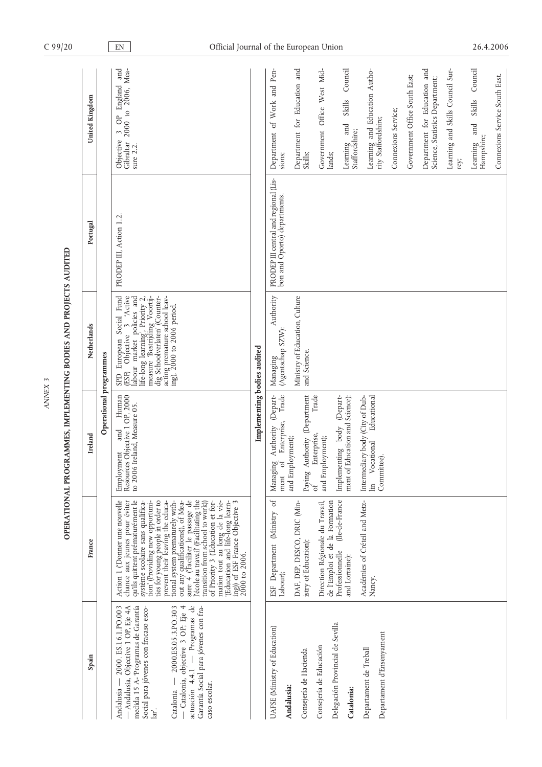ANNEX 3

## OPERATIONAL PROGRAMMES, IMPLEMENTING BODIES AND PROJECTS AUDITED

| Spain | France | Ireland | Netherlands | Portugal | United Kingdom |
|---|---|---|---|---|---|
| **Operational programmes** | | | | | |
| Andalusia — 2000. ES.16.1.PO.003 — Andalusia, Objective 1 OP, Eje 4A medida 15 A- 'Programas de Garantía Social para jóvenes con fracaso escolar'.<br><br>Catalonia — 2000.ES.05.3.PO.303 — Catalonia, objective 3 OP, Eje 4 actuación 4.4.1 — Programas de Garantía Social para jóvenes con fracaso escolar. | Action 1 ('Donner une nouvelle chance aux jeunes pour éviter qu'ils quittent prématurément le système scolaire sans qualification' (Providing new opportunities for young people in order to prevent their leaving the educational system prematurely without any qualifications)), of Measure 4 ('Faciliter le passage de l'école au travail' (Facilitating the transition from school to work)) of Priority 3 ('Education et formation tout au long de la vie' (Education and life-long learning)) of ESF France Objective 3 2000 to 2006. | Employment and Human Resources Objective 1 OP, 2000 to 2006 Ireland, Measure 05. | SPD European Social Fund (ESF) Objective 3 'Active labour market policies and life-long learning', Priority 2, measure 'Bestrijding Voortijdig Schoolverlaten' (Counteracting premature school leaving), 2000 to 2006 period. | PRODEP III, Action 1.2. | Objective 3 OP England and Gibraltar 2000 to 2006, Measure 2.2. |
| **Implementing bodies audited** | | | | | |
| UAFSE (Ministry of Education)<br><br>**Andalusia:**<br><br>Consejería de Hacienda<br><br>Consejería de Educación<br><br>Delegación Provincial de Sevilla<br><br>**Catalonia:**<br><br>Departament de Treball<br><br>Departament d'Ensenyament | ESF Department (Ministry of Labour);<br><br>DAF, DEP, DESCO, DRIC (Ministry of Education);<br><br>Direction Régionale du Travail, de l'Emploi et de la Formation Professionnelle (Ile-de-France and Lorraine);<br><br>Académies of Créteil and Metz-Nancy. | Managing Authority (Department of Enterprise, Trade and Employment);<br><br>Paying Authority (Department of Enterprise, Trade and Employment);<br><br>Implementing body (Department of Education and Science);<br><br>Intermediary body (City of Dublin Vocational Educational Committee). | Managing Authority (Agentschap SZW);<br><br>Ministry of Education, Culture and Science. | PRODEP III central and regional (Lisbon and Oporto) departments. | Department of Work and Pensions;<br><br>Department for Education and Skills;<br><br>Government Office West Midlands;<br><br>Learning and Skills Council Staffordshire;<br><br>Learning and Education Authority Staffordshire;<br><br>Connexions Service;<br><br>Government Office South East;<br><br>Department for Education and Science, Statistics Department;<br><br>Learning and Skills Council Surrey;<br><br>Learning and Skills Council Hampshire;<br><br>Connexions Service South East. |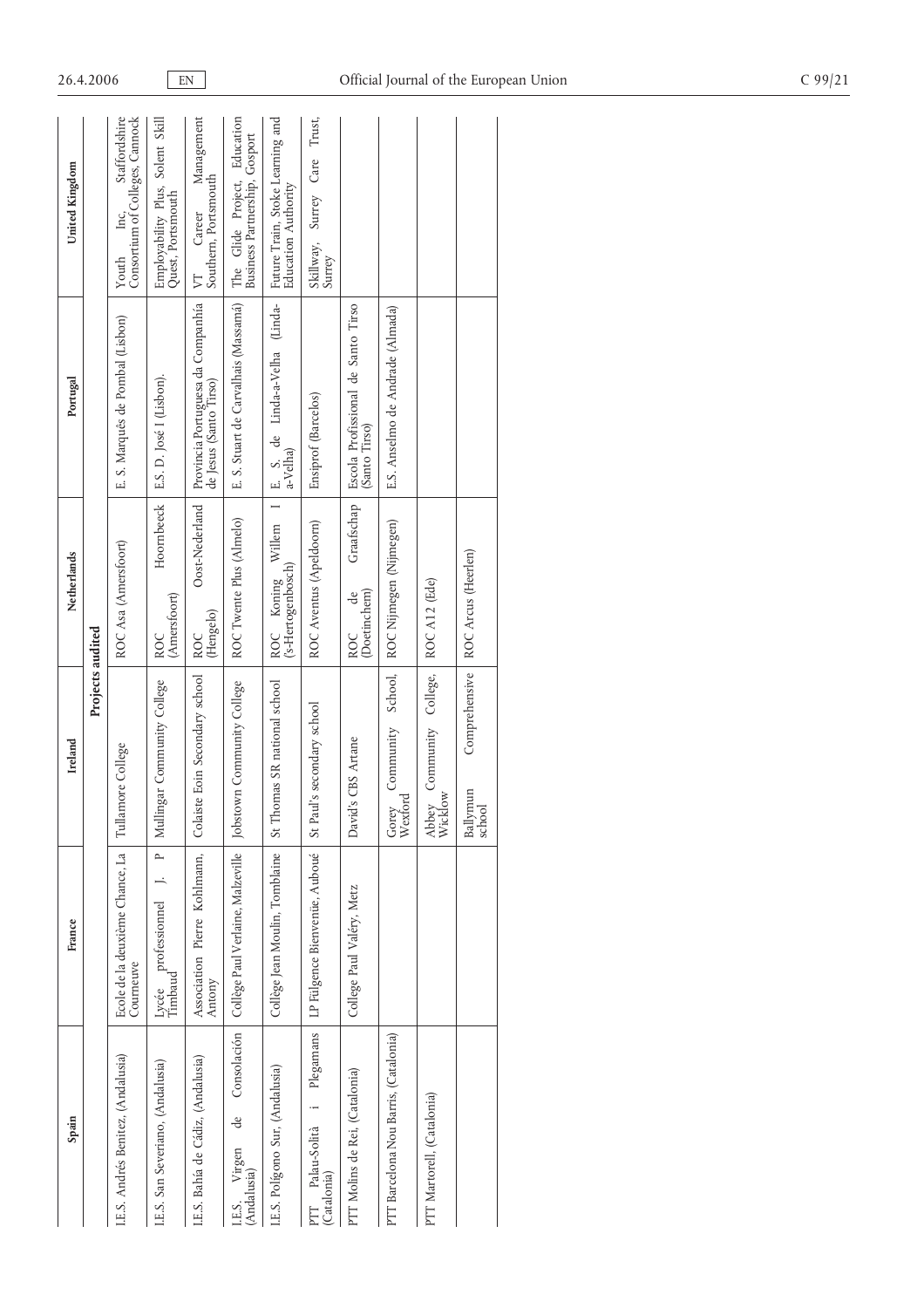| Spain | France | Ireland | Netherlands | Portugal | United Kingdom |
|---|---|---|---|---|---|
| **Projects audited** | | | | | |
| I.E.S. Andrés Benítez, (Andalusia) | Ecole de la deuxième Chance, La Courneuve | Tullamore College | ROC Asa (Amersfoort) | E. S. Marquês de Pombal (Lisbon) | Youth Inc, Staffordshire Consortium of Colleges, Cannock |
| I.E.S. San Severiano, (Andalusia) | Lycée professionnel J. P Timbaud | Mullingar Community College | ROC Hoornbeeck (Amersfoort) | E.S. D. José I (Lisbon). | Employability Plus, Solent Skill Quest, Portsmouth |
| I.E.S. Bahía de Cádiz, (Andalusia) | Association Pierre Kohlmann, Antony | Colaiste Eoin Secondary school | ROC Oost-Nederland (Hengelo) | Provincia Portuguesa da Companhia de Jesus (Santo Tirso) | VT Career Management Southern, Portsmouth |
| I.E.S. Virgen de Consolación (Andalusia) | Collège Paul Verlaine, Malzeville | Jobstown Community College | ROC Twente Plus (Almelo) | E. S. Stuart de Carvalhais (Massamá) | The Glide Project, Education Business Partnership, Gosport |
| I.E.S. Polígono Sur, (Andalusia) | Collège Jean Moulin, Tomblaine | St Thomas SR national school | ROC Koning Willem I (s-Hertogenbosch) | E. S. de Linda-a-Velha (Linda-a-Velha) | Future Train, Stoke Learning and Education Authority |
| PTT Palau-Solità i Plegamans (Catalonia) | LP Fülgence Bienvenüe, Auboué | St Paul's secondary school | ROC Aventus (Apeldoorn) | Ensiprof (Barcelos) | Skillway, Surrey Care Trust, Surrey |
| PTT Molins de Rei, (Catalonia) | College Paul Valéry, Metz | David's CBS Artane | ROC de Graafschap (Doetinchem) | Escola Profissional de Santo Tirso (Santo Tirso) | |
| PTT Barcelona Nou Barris, (Catalonia) | | Gorey Community School, Wexford | ROC Nijmegen (Nijmegen) | E.S. Anselmo de Andrade (Almada) | |
| PTT Martorell, (Catalonia) | | Abbey Community College, Wicklow | ROC A12 (Ede) | | |
| | | Ballymun Comprehensive school | ROC Arcus (Heerlen) | | |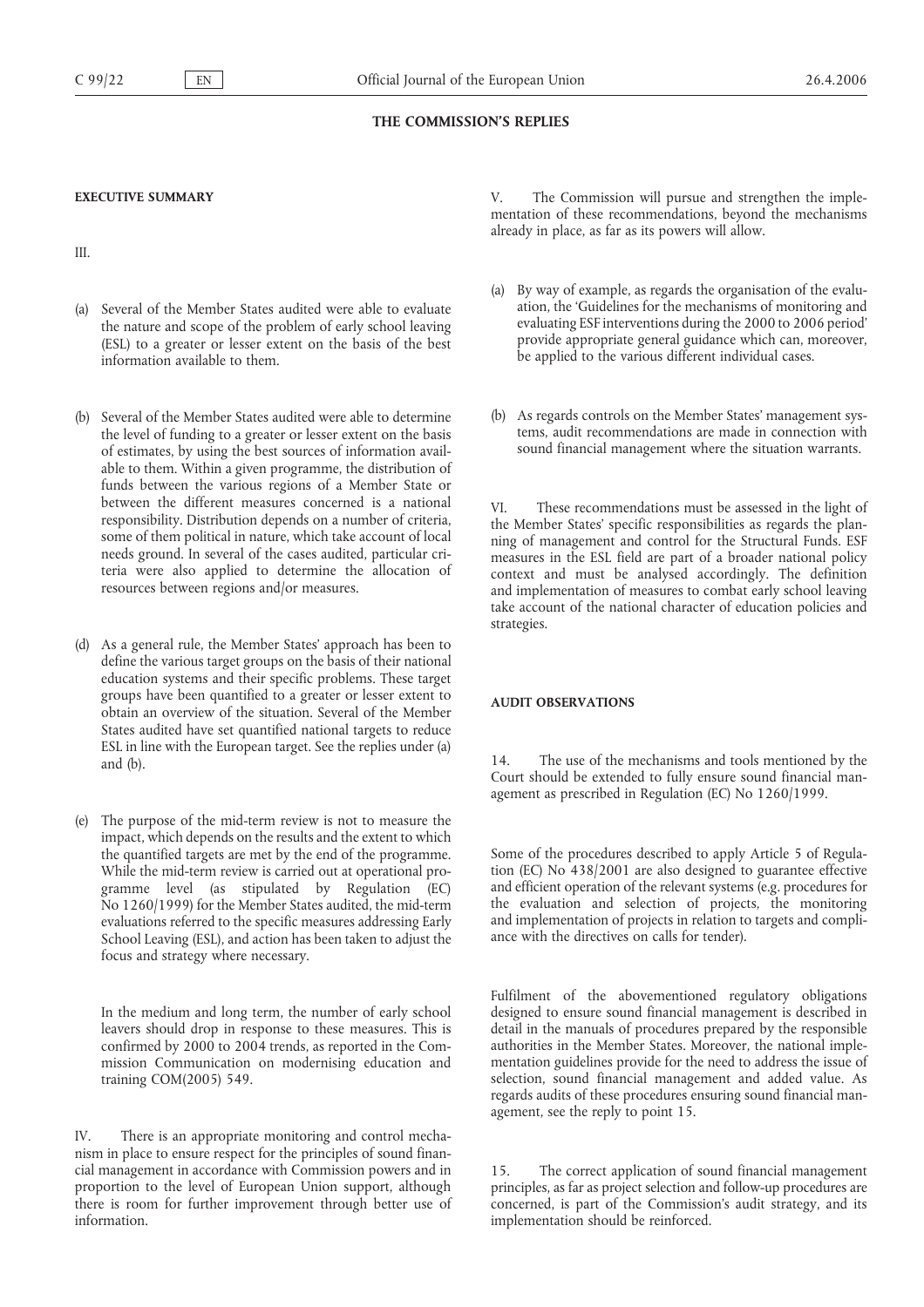## THE COMMISSION'S REPLIES

### EXECUTIVE SUMMARY

III.

(a) Several of the Member States audited were able to evaluate the nature and scope of the problem of early school leaving (ESL) to a greater or lesser extent on the basis of the best information available to them.

(b) Several of the Member States audited were able to determine the level of funding to a greater or lesser extent on the basis of estimates, by using the best sources of information available to them. Within a given programme, the distribution of funds between the various regions of a Member State or between the different measures concerned is a national responsibility. Distribution depends on a number of criteria, some of them political in nature, which take account of local needs ground. In several of the cases audited, particular criteria were also applied to determine the allocation of resources between regions and/or measures.

(d) As a general rule, the Member States' approach has been to define the various target groups on the basis of their national education systems and their specific problems. These target groups have been quantified to a greater or lesser extent to obtain an overview of the situation. Several of the Member States audited have set quantified national targets to reduce ESL in line with the European target. See the replies under (a) and (b).

(e) The purpose of the mid-term review is not to measure the impact, which depends on the results and the extent to which the quantified targets are met by the end of the programme. While the mid-term review is carried out at operational programme level (as stipulated by Regulation (EC) No 1260/1999) for the Member States audited, the mid-term evaluations referred to the specific measures addressing Early School Leaving (ESL), and action has been taken to adjust the focus and strategy where necessary.

In the medium and long term, the number of early school leavers should drop in response to these measures. This is confirmed by 2000 to 2004 trends, as reported in the Commission Communication on modernising education and training COM(2005) 549.

IV. There is an appropriate monitoring and control mechanism in place to ensure respect for the principles of sound financial management in accordance with Commission powers and in proportion to the level of European Union support, although there is room for further improvement through better use of information.

V. The Commission will pursue and strengthen the implementation of these recommendations, beyond the mechanisms already in place, as far as its powers will allow.

(a) By way of example, as regards the organisation of the evaluation, the 'Guidelines for the mechanisms of monitoring and evaluating ESF interventions during the 2000 to 2006 period' provide appropriate general guidance which can, moreover, be applied to the various different individual cases.

(b) As regards controls on the Member States' management systems, audit recommendations are made in connection with sound financial management where the situation warrants.

VI. These recommendations must be assessed in the light of the Member States' specific responsibilities as regards the planning of management and control for the Structural Funds. ESF measures in the ESL field are part of a broader national policy context and must be analysed accordingly. The definition and implementation of measures to combat early school leaving take account of the national character of education policies and strategies.

### AUDIT OBSERVATIONS

14. The use of the mechanisms and tools mentioned by the Court should be extended to fully ensure sound financial management as prescribed in Regulation (EC) No 1260/1999.

Some of the procedures described to apply Article 5 of Regulation (EC) No 438/2001 are also designed to guarantee effective and efficient operation of the relevant systems (e.g. procedures for the evaluation and selection of projects, the monitoring and implementation of projects in relation to targets and compliance with the directives on calls for tender).

Fulfilment of the abovementioned regulatory obligations designed to ensure sound financial management is described in detail in the manuals of procedures prepared by the responsible authorities in the Member States. Moreover, the national implementation guidelines provide for the need to address the issue of selection, sound financial management and added value. As regards audits of these procedures ensuring sound financial management, see the reply to point 15.

15. The correct application of sound financial management principles, as far as project selection and follow-up procedures are concerned, is part of the Commission's audit strategy, and its implementation should be reinforced.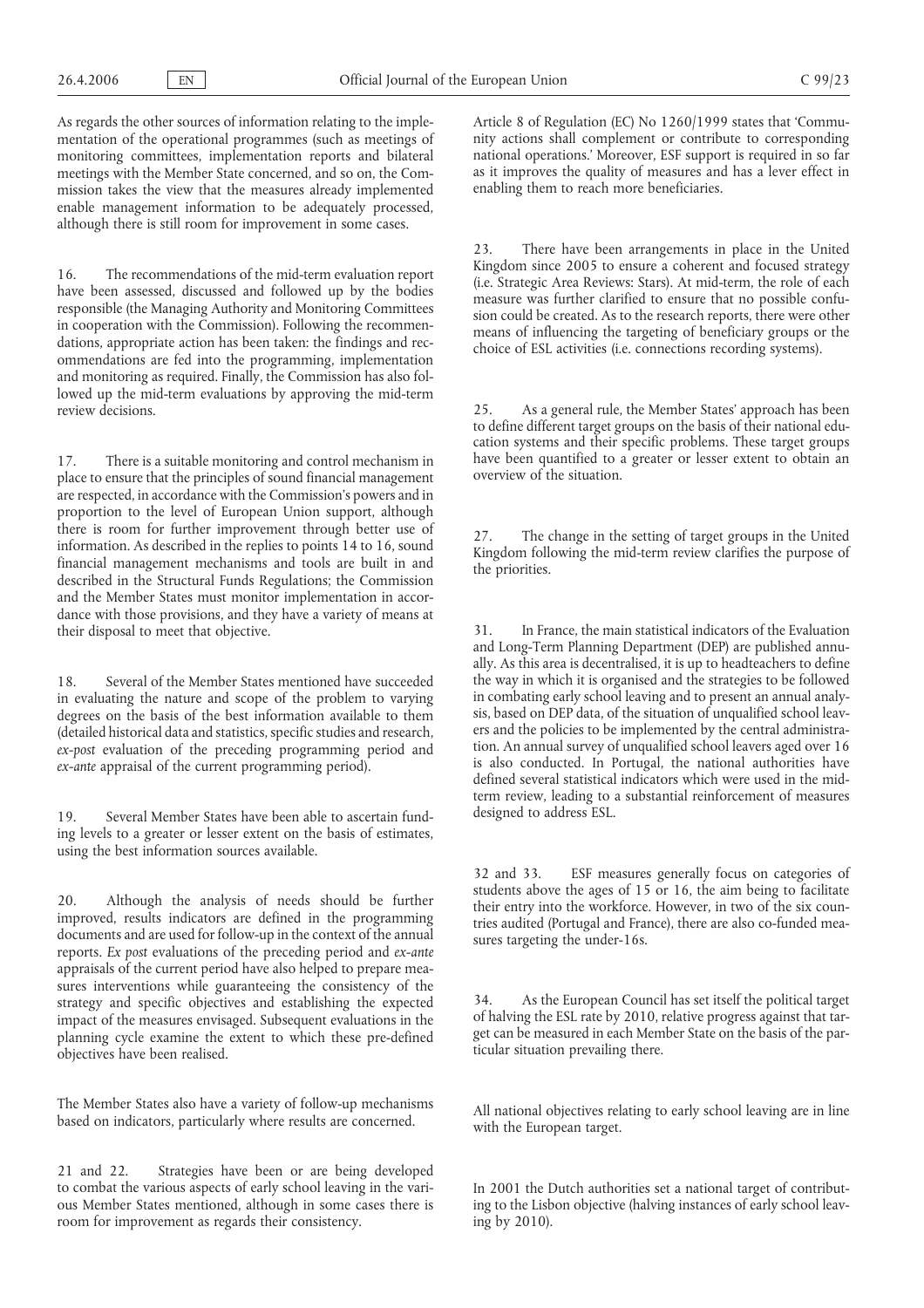As regards the other sources of information relating to the implementation of the operational programmes (such as meetings of monitoring committees, implementation reports and bilateral meetings with the Member State concerned, and so on, the Commission takes the view that the measures already implemented enable management information to be adequately processed, although there is still room for improvement in some cases.

16. The recommendations of the mid-term evaluation report have been assessed, discussed and followed up by the bodies responsible (the Managing Authority and Monitoring Committees in cooperation with the Commission). Following the recommendations, appropriate action has been taken: the findings and recommendations are fed into the programming, implementation and monitoring as required. Finally, the Commission has also followed up the mid-term evaluations by approving the mid-term review decisions.

17. There is a suitable monitoring and control mechanism in place to ensure that the principles of sound financial management are respected, in accordance with the Commission's powers and in proportion to the level of European Union support, although there is room for further improvement through better use of information. As described in the replies to points 14 to 16, sound financial management mechanisms and tools are built in and described in the Structural Funds Regulations; the Commission and the Member States must monitor implementation in accordance with those provisions, and they have a variety of means at their disposal to meet that objective.

18. Several of the Member States mentioned have succeeded in evaluating the nature and scope of the problem to varying degrees on the basis of the best information available to them (detailed historical data and statistics, specific studies and research, *ex-post* evaluation of the preceding programming period and *ex-ante* appraisal of the current programming period).

19. Several Member States have been able to ascertain funding levels to a greater or lesser extent on the basis of estimates, using the best information sources available.

20. Although the analysis of needs should be further improved, results indicators are defined in the programming documents and are used for follow-up in the context of the annual reports. *Ex post* evaluations of the preceding period and *ex-ante* appraisals of the current period have also helped to prepare measures interventions while guaranteeing the consistency of the strategy and specific objectives and establishing the expected impact of the measures envisaged. Subsequent evaluations in the planning cycle examine the extent to which these pre-defined objectives have been realised.

The Member States also have a variety of follow-up mechanisms based on indicators, particularly where results are concerned.

21 and 22. Strategies have been or are being developed to combat the various aspects of early school leaving in the various Member States mentioned, although in some cases there is room for improvement as regards their consistency.

Article 8 of Regulation (EC) No 1260/1999 states that 'Community actions shall complement or contribute to corresponding national operations.' Moreover, ESF support is required in so far as it improves the quality of measures and has a lever effect in enabling them to reach more beneficiaries.

23. There have been arrangements in place in the United Kingdom since 2005 to ensure a coherent and focused strategy (i.e. Strategic Area Reviews: Stars). At mid-term, the role of each measure was further clarified to ensure that no possible confusion could be created. As to the research reports, there were other means of influencing the targeting of beneficiary groups or the choice of ESL activities (i.e. connections recording systems).

25. As a general rule, the Member States' approach has been to define different target groups on the basis of their national education systems and their specific problems. These target groups have been quantified to a greater or lesser extent to obtain an overview of the situation.

27. The change in the setting of target groups in the United Kingdom following the mid-term review clarifies the purpose of the priorities.

31. In France, the main statistical indicators of the Evaluation and Long-Term Planning Department (DEP) are published annually. As this area is decentralised, it is up to headteachers to define the way in which it is organised and the strategies to be followed in combating early school leaving and to present an annual analysis, based on DEP data, of the situation of unqualified school leavers and the policies to be implemented by the central administration. An annual survey of unqualified school leavers aged over 16 is also conducted. In Portugal, the national authorities have defined several statistical indicators which were used in the mid-term review, leading to a substantial reinforcement of measures designed to address ESL.

32 and 33. ESF measures generally focus on categories of students above the ages of 15 or 16, the aim being to facilitate their entry into the workforce. However, in two of the six countries audited (Portugal and France), there are also co-funded measures targeting the under-16s.

34. As the European Council has set itself the political target of halving the ESL rate by 2010, relative progress against that target can be measured in each Member State on the basis of the particular situation prevailing there.

All national objectives relating to early school leaving are in line with the European target.

In 2001 the Dutch authorities set a national target of contributing to the Lisbon objective (halving instances of early school leaving by 2010).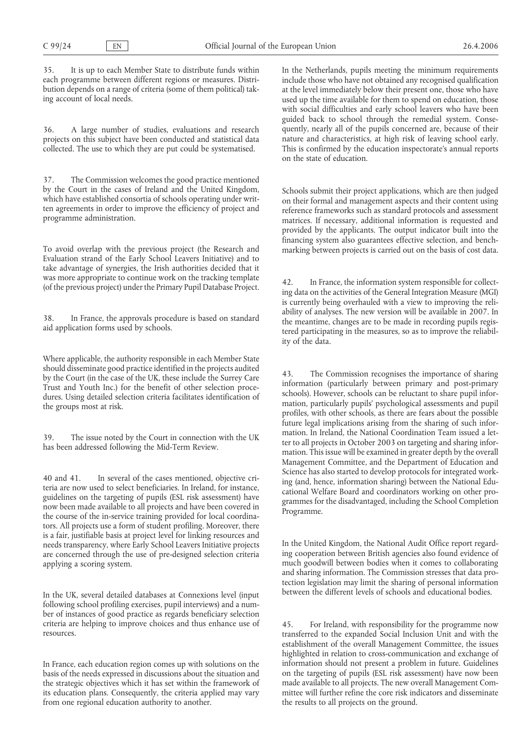35. It is up to each Member State to distribute funds within each programme between different regions or measures. Distribution depends on a range of criteria (some of them political) taking account of local needs.

36. A large number of studies, evaluations and research projects on this subject have been conducted and statistical data collected. The use to which they are put could be systematised.

37. The Commission welcomes the good practice mentioned by the Court in the cases of Ireland and the United Kingdom, which have established consortia of schools operating under written agreements in order to improve the efficiency of project and programme administration.

To avoid overlap with the previous project (the Research and Evaluation strand of the Early School Leavers Initiative) and to take advantage of synergies, the Irish authorities decided that it was more appropriate to continue work on the tracking template (of the previous project) under the Primary Pupil Database Project.

38. In France, the approvals procedure is based on standard aid application forms used by schools.

Where applicable, the authority responsible in each Member State should disseminate good practice identified in the projects audited by the Court (in the case of the UK, these include the Surrey Care Trust and Youth Inc.) for the benefit of other selection procedures. Using detailed selection criteria facilitates identification of the groups most at risk.

39. The issue noted by the Court in connection with the UK has been addressed following the Mid-Term Review.

40 and 41. In several of the cases mentioned, objective criteria are now used to select beneficiaries. In Ireland, for instance, guidelines on the targeting of pupils (ESL risk assessment) have now been made available to all projects and have been covered in the course of the in-service training provided for local coordinators. All projects use a form of student profiling. Moreover, there is a fair, justifiable basis at project level for linking resources and needs transparency, where Early School Leavers Initiative projects are concerned through the use of pre-designed selection criteria applying a scoring system.

In the UK, several detailed databases at Connexions level (input following school profiling exercises, pupil interviews) and a number of instances of good practice as regards beneficiary selection criteria are helping to improve choices and thus enhance use of resources.

In France, each education region comes up with solutions on the basis of the needs expressed in discussions about the situation and the strategic objectives which it has set within the framework of its education plans. Consequently, the criteria applied may vary from one regional education authority to another.

In the Netherlands, pupils meeting the minimum requirements include those who have not obtained any recognised qualification at the level immediately below their present one, those who have used up the time available for them to spend on education, those with social difficulties and early school leavers who have been guided back to school through the remedial system. Consequently, nearly all of the pupils concerned are, because of their nature and characteristics, at high risk of leaving school early. This is confirmed by the education inspectorate's annual reports on the state of education.

Schools submit their project applications, which are then judged on their formal and management aspects and their content using reference frameworks such as standard protocols and assessment matrices. If necessary, additional information is requested and provided by the applicants. The output indicator built into the financing system also guarantees effective selection, and benchmarking between projects is carried out on the basis of cost data.

42. In France, the information system responsible for collecting data on the activities of the General Integration Measure (MGI) is currently being overhauled with a view to improving the reliability of analyses. The new version will be available in 2007. In the meantime, changes are to be made in recording pupils registered participating in the measures, so as to improve the reliability of the data.

43. The Commission recognises the importance of sharing information (particularly between primary and post-primary schools). However, schools can be reluctant to share pupil information, particularly pupils' psychological assessments and pupil profiles, with other schools, as there are fears about the possible future legal implications arising from the sharing of such information. In Ireland, the National Coordination Team issued a letter to all projects in October 2003 on targeting and sharing information. This issue will be examined in greater depth by the overall Management Committee, and the Department of Education and Science has also started to develop protocols for integrated working (and, hence, information sharing) between the National Educational Welfare Board and coordinators working on other programmes for the disadvantaged, including the School Completion Programme.

In the United Kingdom, the National Audit Office report regarding cooperation between British agencies also found evidence of much goodwill between bodies when it comes to collaborating and sharing information. The Commission stresses that data protection legislation may limit the sharing of personal information between the different levels of schools and educational bodies.

45. For Ireland, with responsibility for the programme now transferred to the expanded Social Inclusion Unit and with the establishment of the overall Management Committee, the issues highlighted in relation to cross-communication and exchange of information should not present a problem in future. Guidelines on the targeting of pupils (ESL risk assessment) have now been made available to all projects. The new overall Management Committee will further refine the core risk indicators and disseminate the results to all projects on the ground.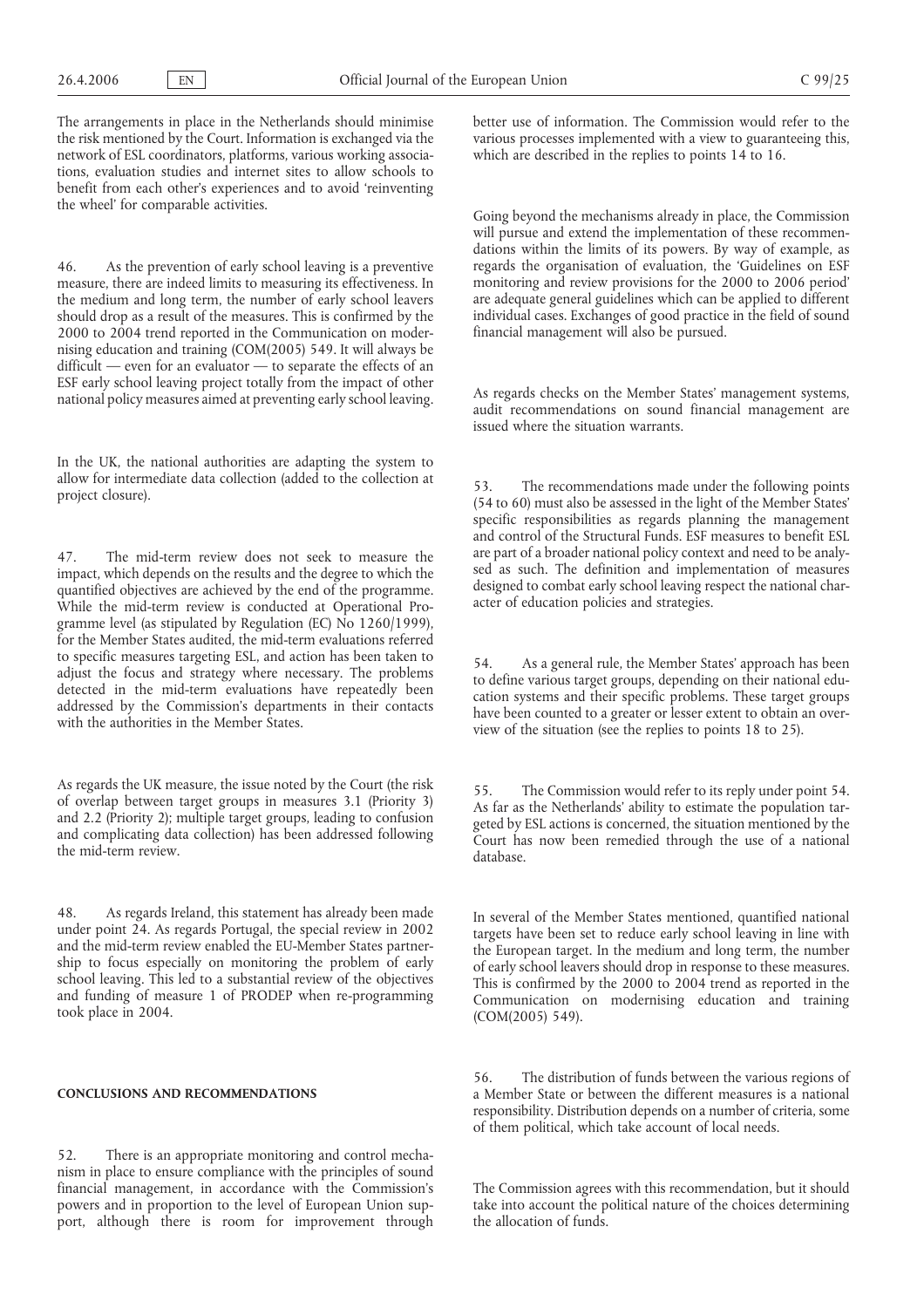The arrangements in place in the Netherlands should minimise the risk mentioned by the Court. Information is exchanged via the network of ESL coordinators, platforms, various working associations, evaluation studies and internet sites to allow schools to benefit from each other's experiences and to avoid 'reinventing the wheel' for comparable activities.

46. As the prevention of early school leaving is a preventive measure, there are indeed limits to measuring its effectiveness. In the medium and long term, the number of early school leavers should drop as a result of the measures. This is confirmed by the 2000 to 2004 trend reported in the Communication on modernising education and training (COM(2005) 549. It will always be difficult — even for an evaluator — to separate the effects of an ESF early school leaving project totally from the impact of other national policy measures aimed at preventing early school leaving.

In the UK, the national authorities are adapting the system to allow for intermediate data collection (added to the collection at project closure).

47. The mid-term review does not seek to measure the impact, which depends on the results and the degree to which the quantified objectives are achieved by the end of the programme. While the mid-term review is conducted at Operational Programme level (as stipulated by Regulation (EC) No 1260/1999), for the Member States audited, the mid-term evaluations referred to specific measures targeting ESL, and action has been taken to adjust the focus and strategy where necessary. The problems detected in the mid-term evaluations have repeatedly been addressed by the Commission's departments in their contacts with the authorities in the Member States.

As regards the UK measure, the issue noted by the Court (the risk of overlap between target groups in measures 3.1 (Priority 3) and 2.2 (Priority 2); multiple target groups, leading to confusion and complicating data collection) has been addressed following the mid-term review.

48. As regards Ireland, this statement has already been made under point 24. As regards Portugal, the special review in 2002 and the mid-term review enabled the EU-Member States partnership to focus especially on monitoring the problem of early school leaving. This led to a substantial review of the objectives and funding of measure 1 of PRODEP when re-programming took place in 2004.

## CONCLUSIONS AND RECOMMENDATIONS

52. There is an appropriate monitoring and control mechanism in place to ensure compliance with the principles of sound financial management, in accordance with the Commission's powers and in proportion to the level of European Union support, although there is room for improvement through better use of information. The Commission would refer to the various processes implemented with a view to guaranteeing this, which are described in the replies to points 14 to 16.

Going beyond the mechanisms already in place, the Commission will pursue and extend the implementation of these recommendations within the limits of its powers. By way of example, as regards the organisation of evaluation, the 'Guidelines on ESF monitoring and review provisions for the 2000 to 2006 period' are adequate general guidelines which can be applied to different individual cases. Exchanges of good practice in the field of sound financial management will also be pursued.

As regards checks on the Member States' management systems, audit recommendations on sound financial management are issued where the situation warrants.

53. The recommendations made under the following points (54 to 60) must also be assessed in the light of the Member States' specific responsibilities as regards planning the management and control of the Structural Funds. ESF measures to benefit ESL are part of a broader national policy context and need to be analysed as such. The definition and implementation of measures designed to combat early school leaving respect the national character of education policies and strategies.

54. As a general rule, the Member States' approach has been to define various target groups, depending on their national education systems and their specific problems. These target groups have been counted to a greater or lesser extent to obtain an overview of the situation (see the replies to points 18 to 25).

55. The Commission would refer to its reply under point 54. As far as the Netherlands' ability to estimate the population targeted by ESL actions is concerned, the situation mentioned by the Court has now been remedied through the use of a national database.

In several of the Member States mentioned, quantified national targets have been set to reduce early school leaving in line with the European target. In the medium and long term, the number of early school leavers should drop in response to these measures. This is confirmed by the 2000 to 2004 trend as reported in the Communication on modernising education and training (COM(2005) 549).

56. The distribution of funds between the various regions of a Member State or between the different measures is a national responsibility. Distribution depends on a number of criteria, some of them political, which take account of local needs.

The Commission agrees with this recommendation, but it should take into account the political nature of the choices determining the allocation of funds.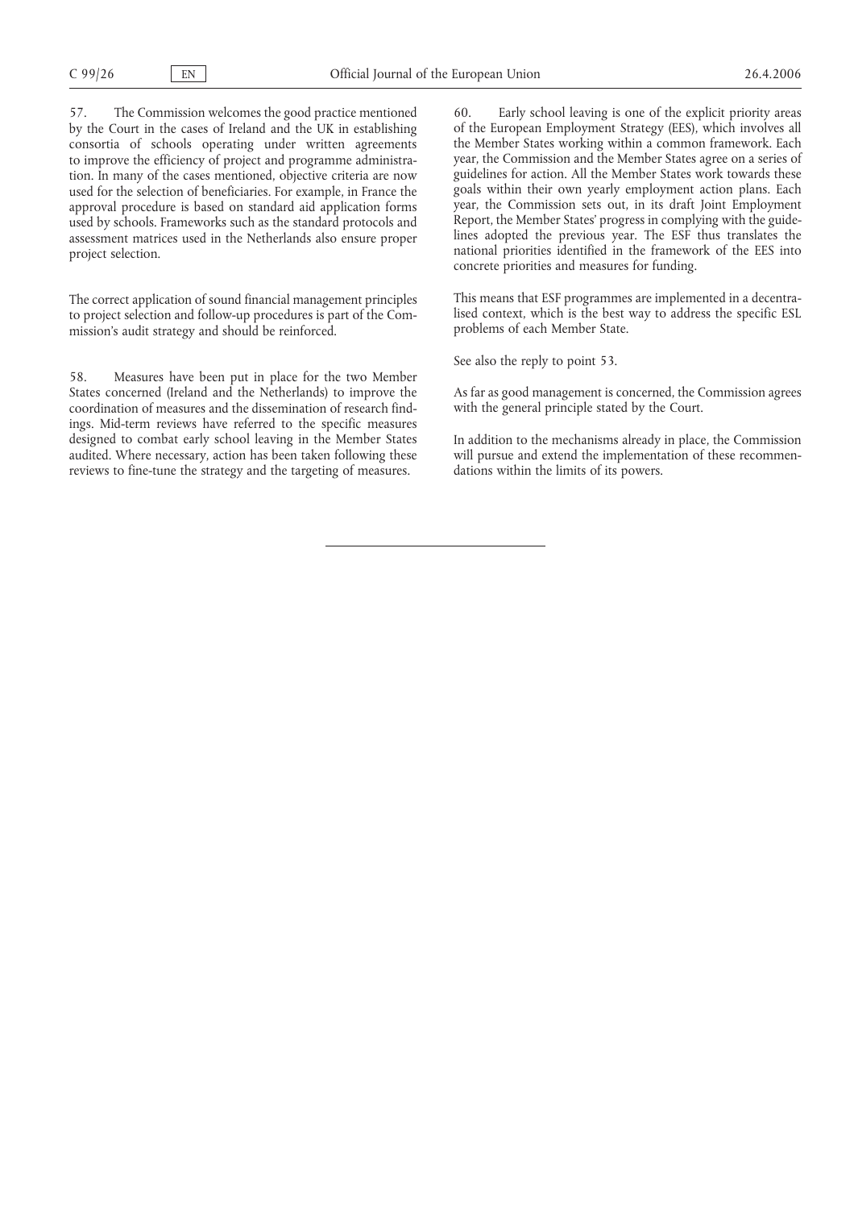57. The Commission welcomes the good practice mentioned by the Court in the cases of Ireland and the UK in establishing consortia of schools operating under written agreements to improve the efficiency of project and programme administration. In many of the cases mentioned, objective criteria are now used for the selection of beneficiaries. For example, in France the approval procedure is based on standard aid application forms used by schools. Frameworks such as the standard protocols and assessment matrices used in the Netherlands also ensure proper project selection.

The correct application of sound financial management principles to project selection and follow-up procedures is part of the Commission's audit strategy and should be reinforced.

58. Measures have been put in place for the two Member States concerned (Ireland and the Netherlands) to improve the coordination of measures and the dissemination of research findings. Mid-term reviews have referred to the specific measures designed to combat early school leaving in the Member States audited. Where necessary, action has been taken following these reviews to fine-tune the strategy and the targeting of measures.

60. Early school leaving is one of the explicit priority areas of the European Employment Strategy (EES), which involves all the Member States working within a common framework. Each year, the Commission and the Member States agree on a series of guidelines for action. All the Member States work towards these goals within their own yearly employment action plans. Each year, the Commission sets out, in its draft Joint Employment Report, the Member States' progress in complying with the guidelines adopted the previous year. The ESF thus translates the national priorities identified in the framework of the EES into concrete priorities and measures for funding.

This means that ESF programmes are implemented in a decentralised context, which is the best way to address the specific ESL problems of each Member State.

See also the reply to point 53.

As far as good management is concerned, the Commission agrees with the general principle stated by the Court.

In addition to the mechanisms already in place, the Commission will pursue and extend the implementation of these recommendations within the limits of its powers.